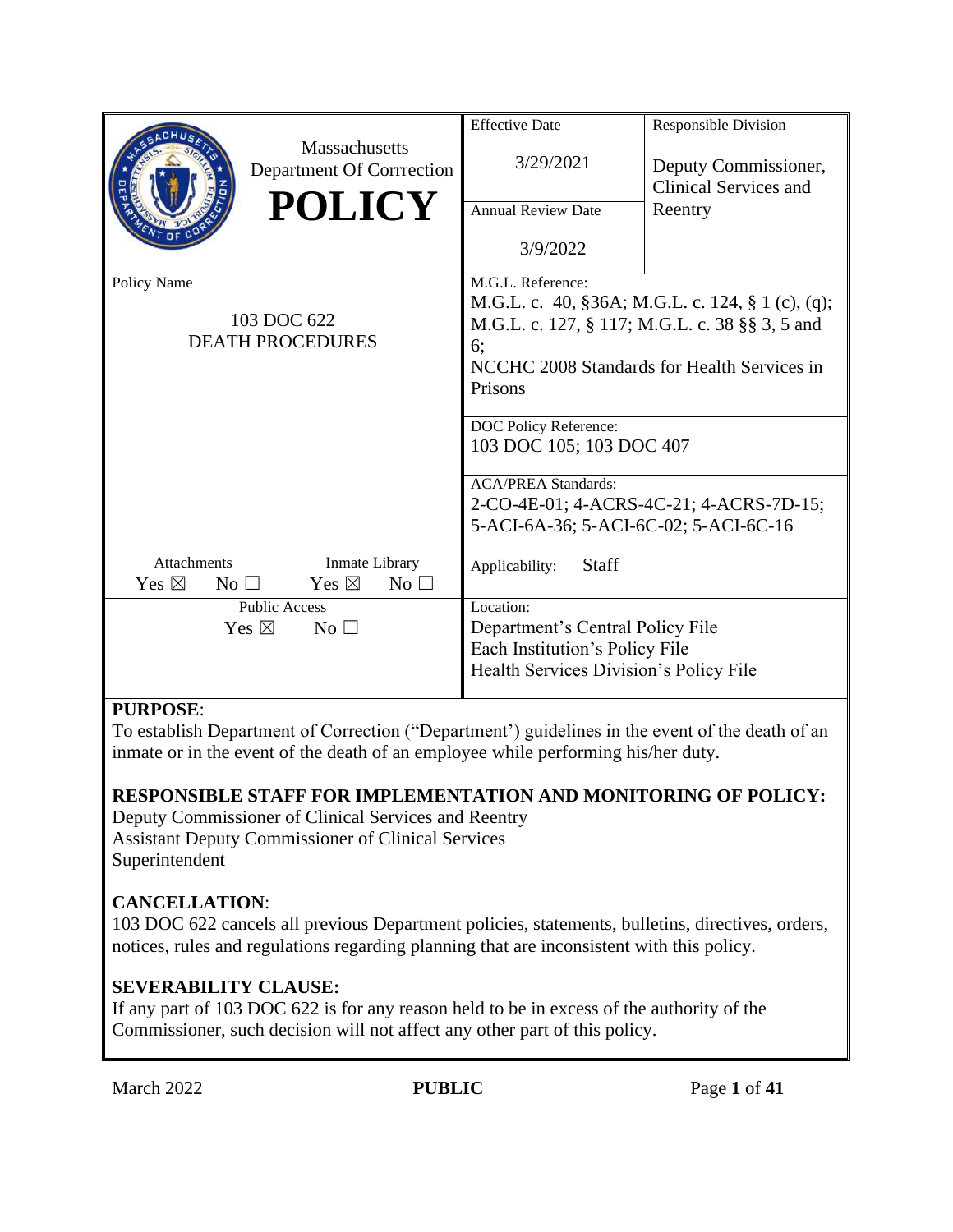| Massachusetts Department Of Corrrection **POLICY** | Effective Date 3/29/2021 | Responsible Division Deputy Commissioner, Clinical Services and Reentry |
|---|---|---|
| | Annual Review Date 3/9/2022 | |
| Policy Name 103 DOC 622 DEATH PROCEDURES | M.G.L. Reference: M.G.L. c. 40, §36A; M.G.L. c. 124, § 1 (c), (q); M.G.L. c. 127, § 117; M.G.L. c. 38 §§ 3, 5 and 6; NCCHC 2008 Standards for Health Services in Prisons | |
| | DOC Policy Reference: 103 DOC 105; 103 DOC 407 | |
| | ACA/PREA Standards: 2-CO-4E-01; 4-ACRS-4C-21; 4-ACRS-7D-15; 5-ACI-6A-36; 5-ACI-6C-02; 5-ACI-6C-16 | |
| Attachments Yes ☒ No ☐ / Inmate Library Yes ☒ No ☐ | Applicability: Staff | |
| Public Access Yes ☒ No ☐ | Location: Department's Central Policy File; Each Institution's Policy File; Health Services Division's Policy File | |

**PURPOSE**:
To establish Department of Correction ("Department') guidelines in the event of the death of an inmate or in the event of the death of an employee while performing his/her duty.

**RESPONSIBLE STAFF FOR IMPLEMENTATION AND MONITORING OF POLICY:**
Deputy Commissioner of Clinical Services and Reentry
Assistant Deputy Commissioner of Clinical Services
Superintendent

**CANCELLATION**:
103 DOC 622 cancels all previous Department policies, statements, bulletins, directives, orders, notices, rules and regulations regarding planning that are inconsistent with this policy.

**SEVERABILITY CLAUSE:**
If any part of 103 DOC 622 is for any reason held to be in excess of the authority of the Commissioner, such decision will not affect any other part of this policy.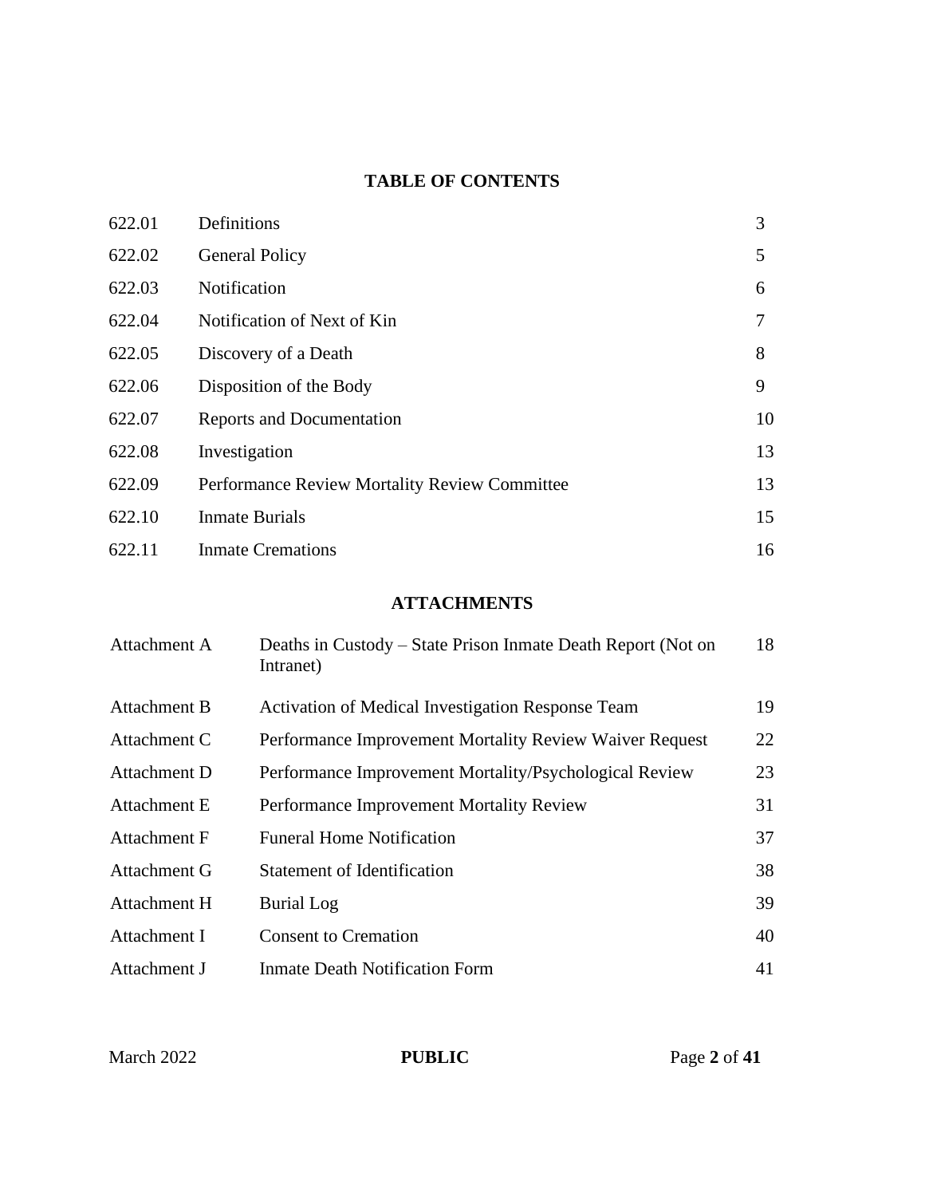## TABLE OF CONTENTS

| | | |
|---|---|---|
| 622.01 | Definitions | 3 |
| 622.02 | General Policy | 5 |
| 622.03 | Notification | 6 |
| 622.04 | Notification of Next of Kin | 7 |
| 622.05 | Discovery of a Death | 8 |
| 622.06 | Disposition of the Body | 9 |
| 622.07 | Reports and Documentation | 10 |
| 622.08 | Investigation | 13 |
| 622.09 | Performance Review Mortality Review Committee | 13 |
| 622.10 | Inmate Burials | 15 |
| 622.11 | Inmate Cremations | 16 |

## ATTACHMENTS

| | | |
|---|---|---|
| Attachment A | Deaths in Custody – State Prison Inmate Death Report (Not on Intranet) | 18 |
| Attachment B | Activation of Medical Investigation Response Team | 19 |
| Attachment C | Performance Improvement Mortality Review Waiver Request | 22 |
| Attachment D | Performance Improvement Mortality/Psychological Review | 23 |
| Attachment E | Performance Improvement Mortality Review | 31 |
| Attachment F | Funeral Home Notification | 37 |
| Attachment G | Statement of Identification | 38 |
| Attachment H | Burial Log | 39 |
| Attachment I | Consent to Cremation | 40 |
| Attachment J | Inmate Death Notification Form | 41 |

March 2022 **PUBLIC**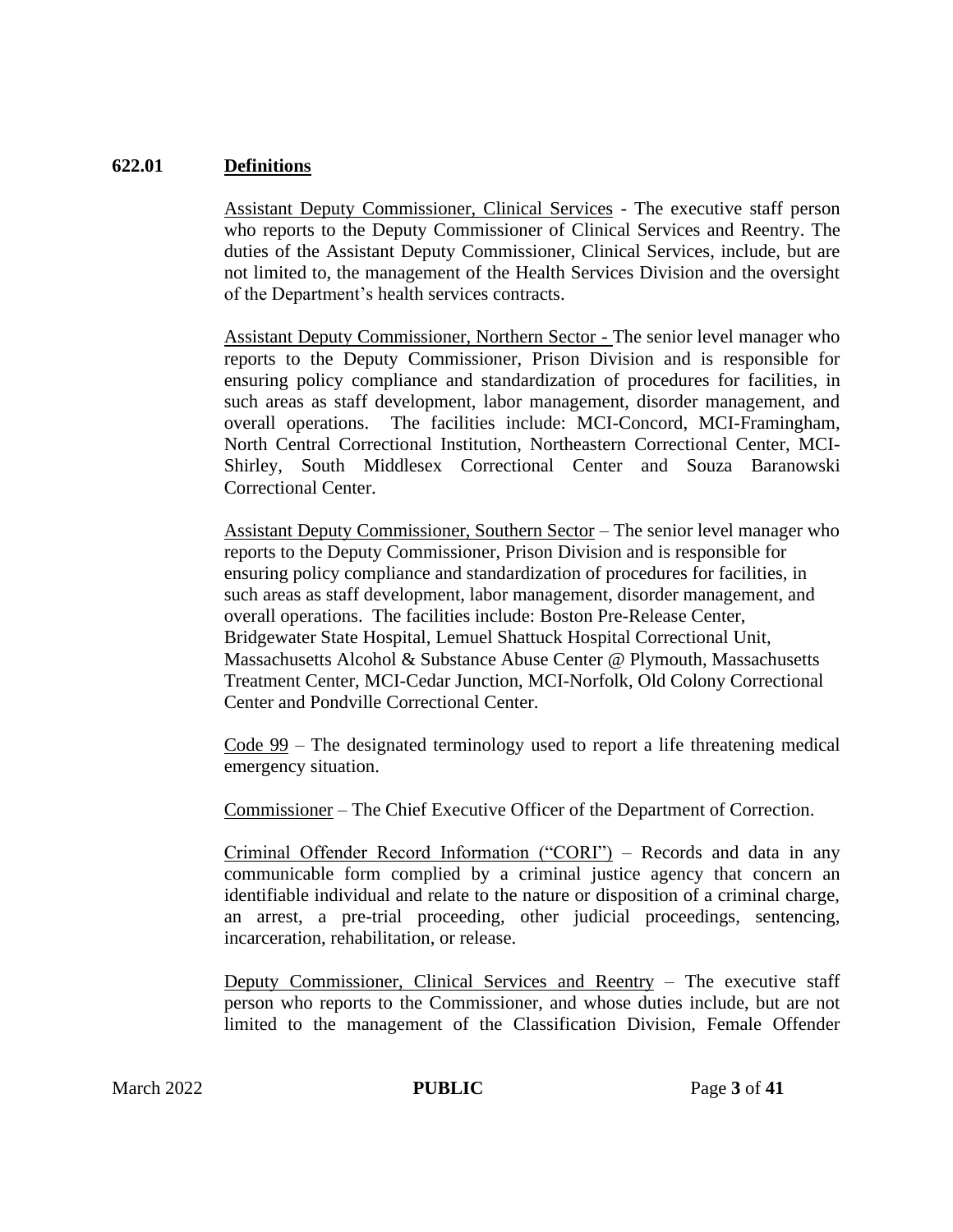## 622.01 Definitions

<u>Assistant Deputy Commissioner, Clinical Services</u> - The executive staff person who reports to the Deputy Commissioner of Clinical Services and Reentry. The duties of the Assistant Deputy Commissioner, Clinical Services, include, but are not limited to, the management of the Health Services Division and the oversight of the Department's health services contracts.

<u>Assistant Deputy Commissioner, Northern Sector</u> - The senior level manager who reports to the Deputy Commissioner, Prison Division and is responsible for ensuring policy compliance and standardization of procedures for facilities, in such areas as staff development, labor management, disorder management, and overall operations. The facilities include: MCI-Concord, MCI-Framingham, North Central Correctional Institution, Northeastern Correctional Center, MCI-Shirley, South Middlesex Correctional Center and Souza Baranowski Correctional Center.

<u>Assistant Deputy Commissioner, Southern Sector</u> – The senior level manager who reports to the Deputy Commissioner, Prison Division and is responsible for ensuring policy compliance and standardization of procedures for facilities, in such areas as staff development, labor management, disorder management, and overall operations. The facilities include: Boston Pre-Release Center, Bridgewater State Hospital, Lemuel Shattuck Hospital Correctional Unit, Massachusetts Alcohol & Substance Abuse Center @ Plymouth, Massachusetts Treatment Center, MCI-Cedar Junction, MCI-Norfolk, Old Colony Correctional Center and Pondville Correctional Center.

<u>Code 99</u> – The designated terminology used to report a life threatening medical emergency situation.

<u>Commissioner</u> – The Chief Executive Officer of the Department of Correction.

<u>Criminal Offender Record Information ("CORI")</u> – Records and data in any communicable form complied by a criminal justice agency that concern an identifiable individual and relate to the nature or disposition of a criminal charge, an arrest, a pre-trial proceeding, other judicial proceedings, sentencing, incarceration, rehabilitation, or release.

<u>Deputy Commissioner, Clinical Services and Reentry</u> – The executive staff person who reports to the Commissioner, and whose duties include, but are not limited to the management of the Classification Division, Female Offender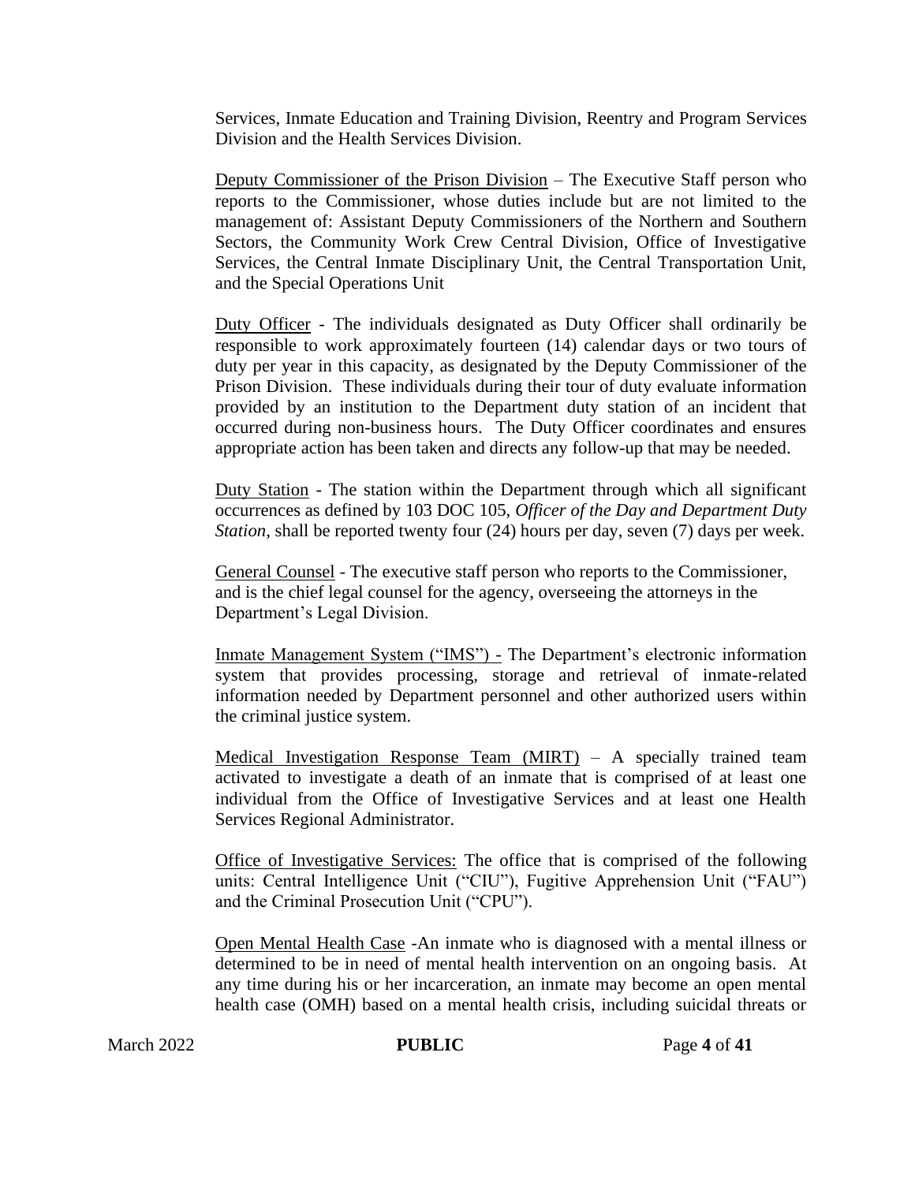Services, Inmate Education and Training Division, Reentry and Program Services Division and the Health Services Division.

Deputy Commissioner of the Prison Division – The Executive Staff person who reports to the Commissioner, whose duties include but are not limited to the management of: Assistant Deputy Commissioners of the Northern and Southern Sectors, the Community Work Crew Central Division, Office of Investigative Services, the Central Inmate Disciplinary Unit, the Central Transportation Unit, and the Special Operations Unit

Duty Officer - The individuals designated as Duty Officer shall ordinarily be responsible to work approximately fourteen (14) calendar days or two tours of duty per year in this capacity, as designated by the Deputy Commissioner of the Prison Division. These individuals during their tour of duty evaluate information provided by an institution to the Department duty station of an incident that occurred during non-business hours. The Duty Officer coordinates and ensures appropriate action has been taken and directs any follow-up that may be needed.

Duty Station - The station within the Department through which all significant occurrences as defined by 103 DOC 105, *Officer of the Day and Department Duty Station*, shall be reported twenty four (24) hours per day, seven (7) days per week.

General Counsel - The executive staff person who reports to the Commissioner, and is the chief legal counsel for the agency, overseeing the attorneys in the Department's Legal Division.

Inmate Management System ("IMS") - The Department's electronic information system that provides processing, storage and retrieval of inmate-related information needed by Department personnel and other authorized users within the criminal justice system.

Medical Investigation Response Team (MIRT) – A specially trained team activated to investigate a death of an inmate that is comprised of at least one individual from the Office of Investigative Services and at least one Health Services Regional Administrator.

Office of Investigative Services: The office that is comprised of the following units: Central Intelligence Unit ("CIU"), Fugitive Apprehension Unit ("FAU") and the Criminal Prosecution Unit ("CPU").

Open Mental Health Case -An inmate who is diagnosed with a mental illness or determined to be in need of mental health intervention on an ongoing basis. At any time during his or her incarceration, an inmate may become an open mental health case (OMH) based on a mental health crisis, including suicidal threats or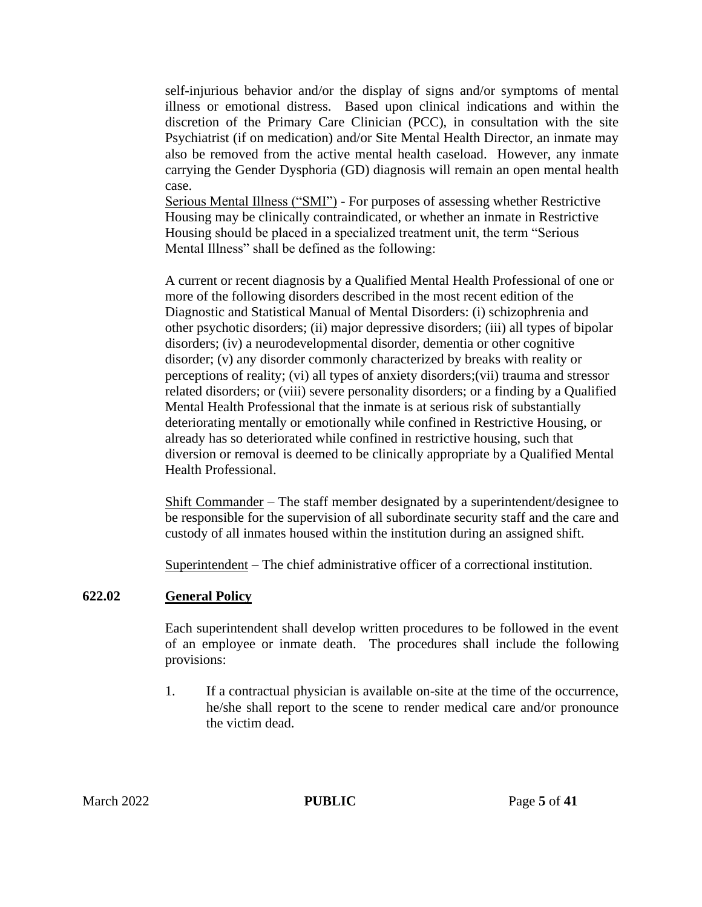self-injurious behavior and/or the display of signs and/or symptoms of mental illness or emotional distress. Based upon clinical indications and within the discretion of the Primary Care Clinician (PCC), in consultation with the site Psychiatrist (if on medication) and/or Site Mental Health Director, an inmate may also be removed from the active mental health caseload. However, any inmate carrying the Gender Dysphoria (GD) diagnosis will remain an open mental health case.

Serious Mental Illness ("SMI") - For purposes of assessing whether Restrictive Housing may be clinically contraindicated, or whether an inmate in Restrictive Housing should be placed in a specialized treatment unit, the term "Serious Mental Illness" shall be defined as the following:

A current or recent diagnosis by a Qualified Mental Health Professional of one or more of the following disorders described in the most recent edition of the Diagnostic and Statistical Manual of Mental Disorders: (i) schizophrenia and other psychotic disorders; (ii) major depressive disorders; (iii) all types of bipolar disorders; (iv) a neurodevelopmental disorder, dementia or other cognitive disorder; (v) any disorder commonly characterized by breaks with reality or perceptions of reality; (vi) all types of anxiety disorders;(vii) trauma and stressor related disorders; or (viii) severe personality disorders; or a finding by a Qualified Mental Health Professional that the inmate is at serious risk of substantially deteriorating mentally or emotionally while confined in Restrictive Housing, or already has so deteriorated while confined in restrictive housing, such that diversion or removal is deemed to be clinically appropriate by a Qualified Mental Health Professional.

Shift Commander – The staff member designated by a superintendent/designee to be responsible for the supervision of all subordinate security staff and the care and custody of all inmates housed within the institution during an assigned shift.

Superintendent – The chief administrative officer of a correctional institution.

## 622.02 General Policy

Each superintendent shall develop written procedures to be followed in the event of an employee or inmate death. The procedures shall include the following provisions:

1. If a contractual physician is available on-site at the time of the occurrence, he/she shall report to the scene to render medical care and/or pronounce the victim dead.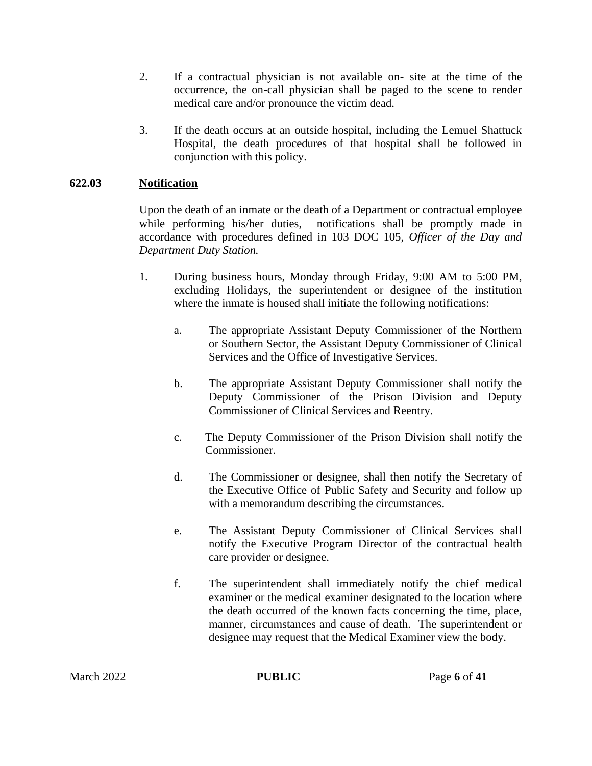2. If a contractual physician is not available on- site at the time of the occurrence, the on-call physician shall be paged to the scene to render medical care and/or pronounce the victim dead.

3. If the death occurs at an outside hospital, including the Lemuel Shattuck Hospital, the death procedures of that hospital shall be followed in conjunction with this policy.

## 622.03 Notification

Upon the death of an inmate or the death of a Department or contractual employee while performing his/her duties, notifications shall be promptly made in accordance with procedures defined in 103 DOC 105, *Officer of the Day and Department Duty Station.*

1. During business hours, Monday through Friday, 9:00 AM to 5:00 PM, excluding Holidays, the superintendent or designee of the institution where the inmate is housed shall initiate the following notifications:

    a. The appropriate Assistant Deputy Commissioner of the Northern or Southern Sector, the Assistant Deputy Commissioner of Clinical Services and the Office of Investigative Services.

    b. The appropriate Assistant Deputy Commissioner shall notify the Deputy Commissioner of the Prison Division and Deputy Commissioner of Clinical Services and Reentry.

    c. The Deputy Commissioner of the Prison Division shall notify the Commissioner.

    d. The Commissioner or designee, shall then notify the Secretary of the Executive Office of Public Safety and Security and follow up with a memorandum describing the circumstances.

    e. The Assistant Deputy Commissioner of Clinical Services shall notify the Executive Program Director of the contractual health care provider or designee.

    f. The superintendent shall immediately notify the chief medical examiner or the medical examiner designated to the location where the death occurred of the known facts concerning the time, place, manner, circumstances and cause of death. The superintendent or designee may request that the Medical Examiner view the body.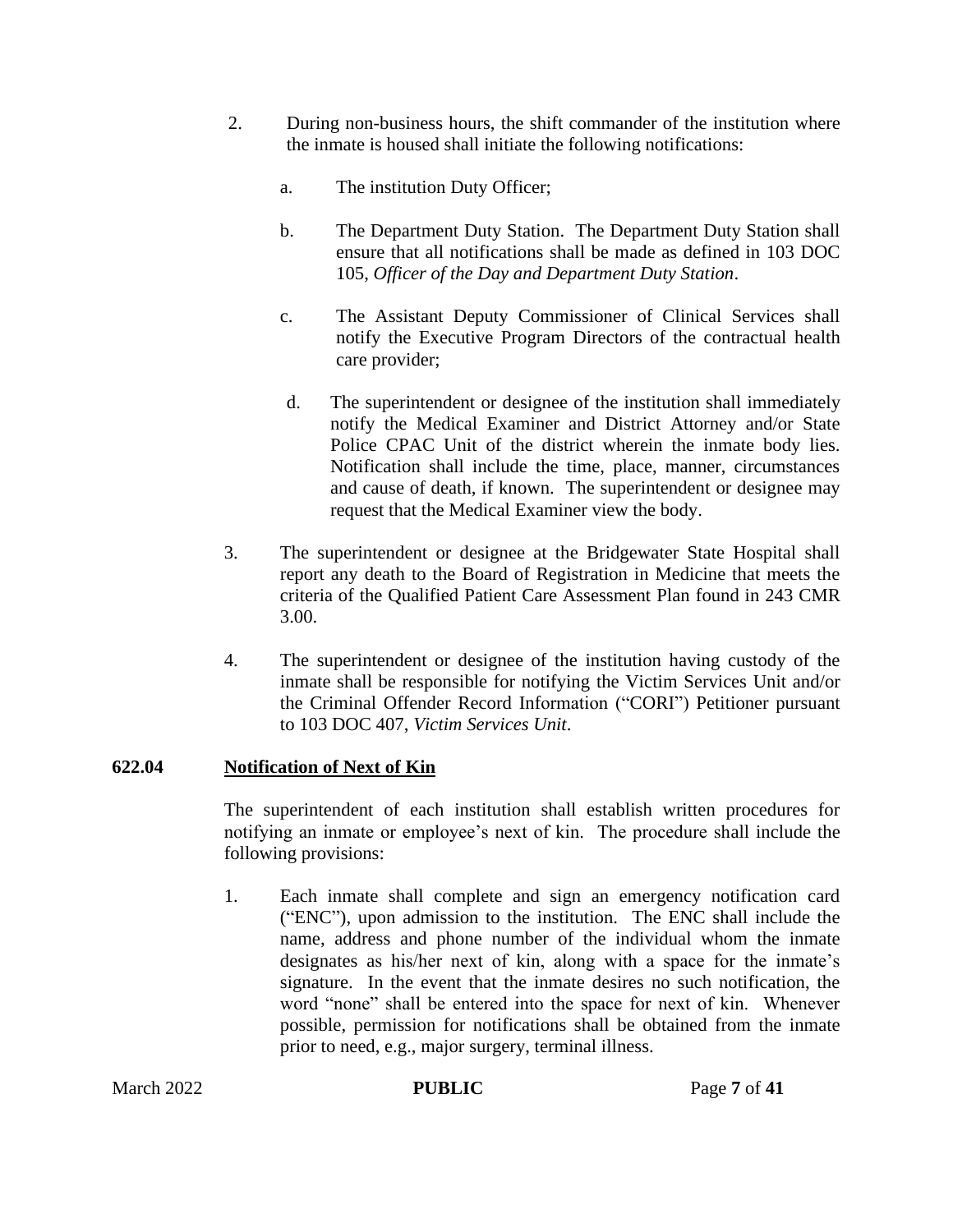2. During non-business hours, the shift commander of the institution where the inmate is housed shall initiate the following notifications:

   a. The institution Duty Officer;

   b. The Department Duty Station. The Department Duty Station shall ensure that all notifications shall be made as defined in 103 DOC 105, *Officer of the Day and Department Duty Station*.

   c. The Assistant Deputy Commissioner of Clinical Services shall notify the Executive Program Directors of the contractual health care provider;

   d. The superintendent or designee of the institution shall immediately notify the Medical Examiner and District Attorney and/or State Police CPAC Unit of the district wherein the inmate body lies. Notification shall include the time, place, manner, circumstances and cause of death, if known. The superintendent or designee may request that the Medical Examiner view the body.

3. The superintendent or designee at the Bridgewater State Hospital shall report any death to the Board of Registration in Medicine that meets the criteria of the Qualified Patient Care Assessment Plan found in 243 CMR 3.00.

4. The superintendent or designee of the institution having custody of the inmate shall be responsible for notifying the Victim Services Unit and/or the Criminal Offender Record Information ("CORI") Petitioner pursuant to 103 DOC 407, *Victim Services Unit*.

## 622.04 Notification of Next of Kin

The superintendent of each institution shall establish written procedures for notifying an inmate or employee's next of kin. The procedure shall include the following provisions:

1. Each inmate shall complete and sign an emergency notification card ("ENC"), upon admission to the institution. The ENC shall include the name, address and phone number of the individual whom the inmate designates as his/her next of kin, along with a space for the inmate's signature. In the event that the inmate desires no such notification, the word "none" shall be entered into the space for next of kin. Whenever possible, permission for notifications shall be obtained from the inmate prior to need, e.g., major surgery, terminal illness.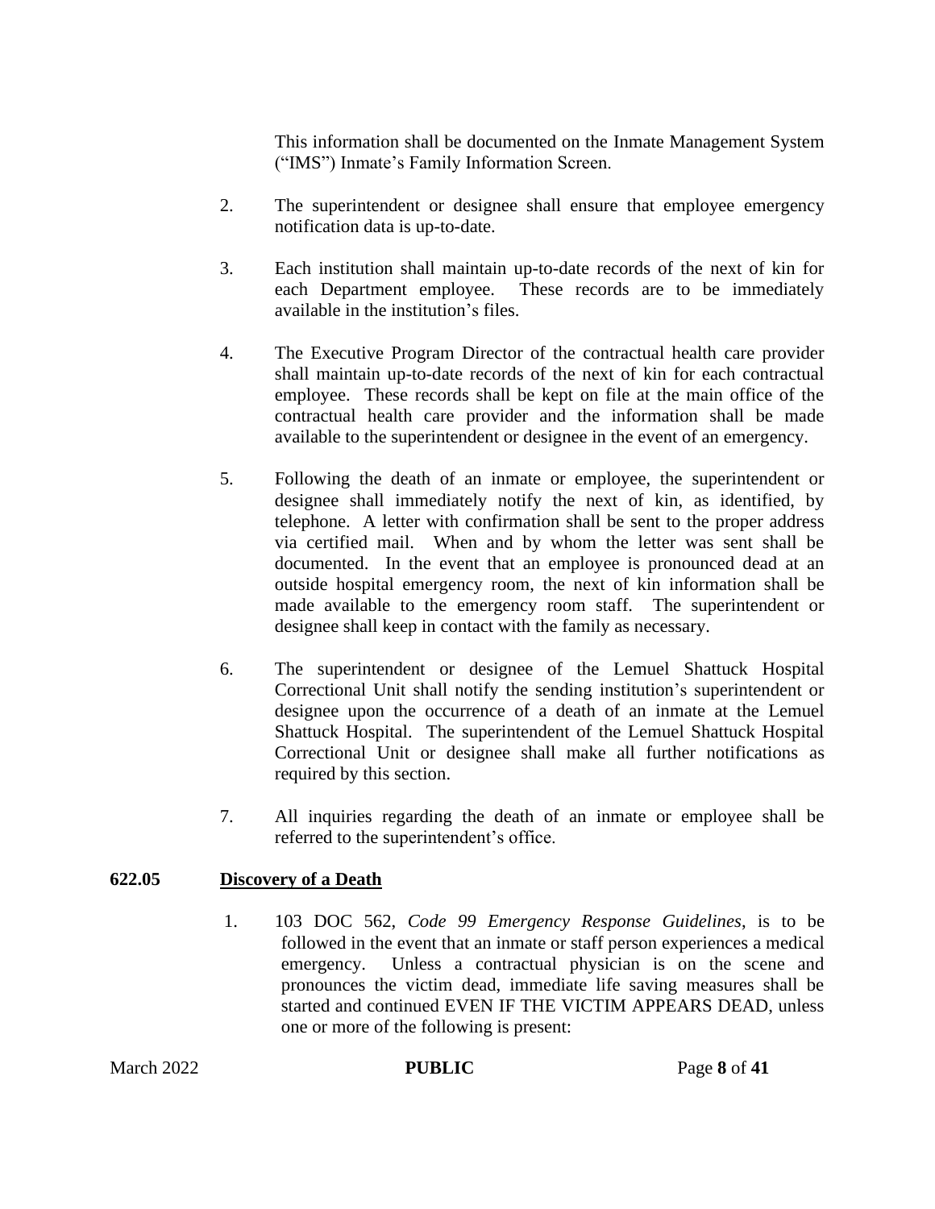This information shall be documented on the Inmate Management System ("IMS") Inmate's Family Information Screen.

2. The superintendent or designee shall ensure that employee emergency notification data is up-to-date.

3. Each institution shall maintain up-to-date records of the next of kin for each Department employee. These records are to be immediately available in the institution's files.

4. The Executive Program Director of the contractual health care provider shall maintain up-to-date records of the next of kin for each contractual employee. These records shall be kept on file at the main office of the contractual health care provider and the information shall be made available to the superintendent or designee in the event of an emergency.

5. Following the death of an inmate or employee, the superintendent or designee shall immediately notify the next of kin, as identified, by telephone. A letter with confirmation shall be sent to the proper address via certified mail. When and by whom the letter was sent shall be documented. In the event that an employee is pronounced dead at an outside hospital emergency room, the next of kin information shall be made available to the emergency room staff. The superintendent or designee shall keep in contact with the family as necessary.

6. The superintendent or designee of the Lemuel Shattuck Hospital Correctional Unit shall notify the sending institution's superintendent or designee upon the occurrence of a death of an inmate at the Lemuel Shattuck Hospital. The superintendent of the Lemuel Shattuck Hospital Correctional Unit or designee shall make all further notifications as required by this section.

7. All inquiries regarding the death of an inmate or employee shall be referred to the superintendent's office.

## 622.05 Discovery of a Death

1. 103 DOC 562, *Code 99 Emergency Response Guidelines*, is to be followed in the event that an inmate or staff person experiences a medical emergency. Unless a contractual physician is on the scene and pronounces the victim dead, immediate life saving measures shall be started and continued EVEN IF THE VICTIM APPEARS DEAD, unless one or more of the following is present: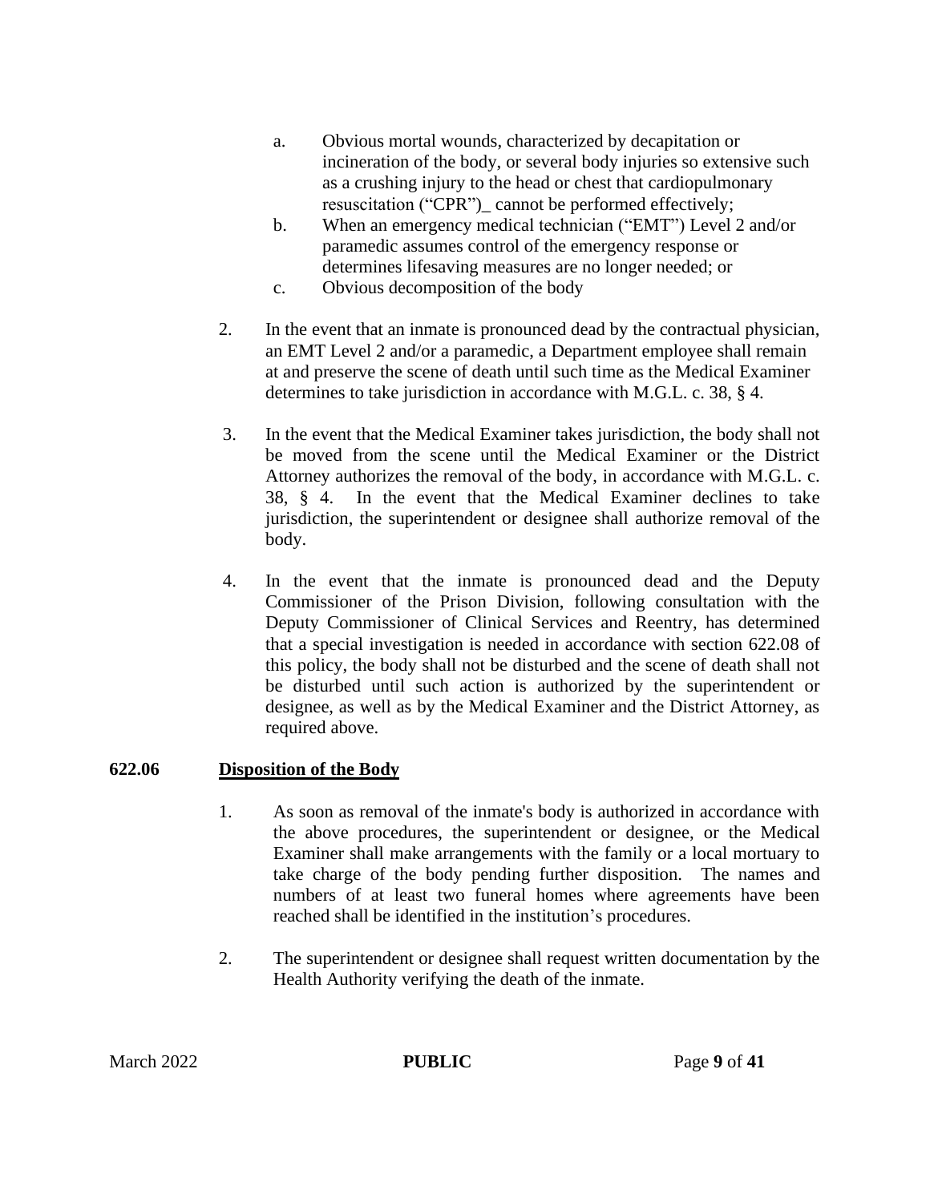a. Obvious mortal wounds, characterized by decapitation or incineration of the body, or several body injuries so extensive such as a crushing injury to the head or chest that cardiopulmonary resuscitation ("CPR")_ cannot be performed effectively;
b. When an emergency medical technician ("EMT") Level 2 and/or paramedic assumes control of the emergency response or determines lifesaving measures are no longer needed; or
c. Obvious decomposition of the body

2. In the event that an inmate is pronounced dead by the contractual physician, an EMT Level 2 and/or a paramedic, a Department employee shall remain at and preserve the scene of death until such time as the Medical Examiner determines to take jurisdiction in accordance with M.G.L. c. 38, § 4.

3. In the event that the Medical Examiner takes jurisdiction, the body shall not be moved from the scene until the Medical Examiner or the District Attorney authorizes the removal of the body, in accordance with M.G.L. c. 38, § 4. In the event that the Medical Examiner declines to take jurisdiction, the superintendent or designee shall authorize removal of the body.

4. In the event that the inmate is pronounced dead and the Deputy Commissioner of the Prison Division, following consultation with the Deputy Commissioner of Clinical Services and Reentry, has determined that a special investigation is needed in accordance with section 622.08 of this policy, the body shall not be disturbed and the scene of death shall not be disturbed until such action is authorized by the superintendent or designee, as well as by the Medical Examiner and the District Attorney, as required above.

**622.06 Disposition of the Body**

1. As soon as removal of the inmate's body is authorized in accordance with the above procedures, the superintendent or designee, or the Medical Examiner shall make arrangements with the family or a local mortuary to take charge of the body pending further disposition. The names and numbers of at least two funeral homes where agreements have been reached shall be identified in the institution's procedures.

2. The superintendent or designee shall request written documentation by the Health Authority verifying the death of the inmate.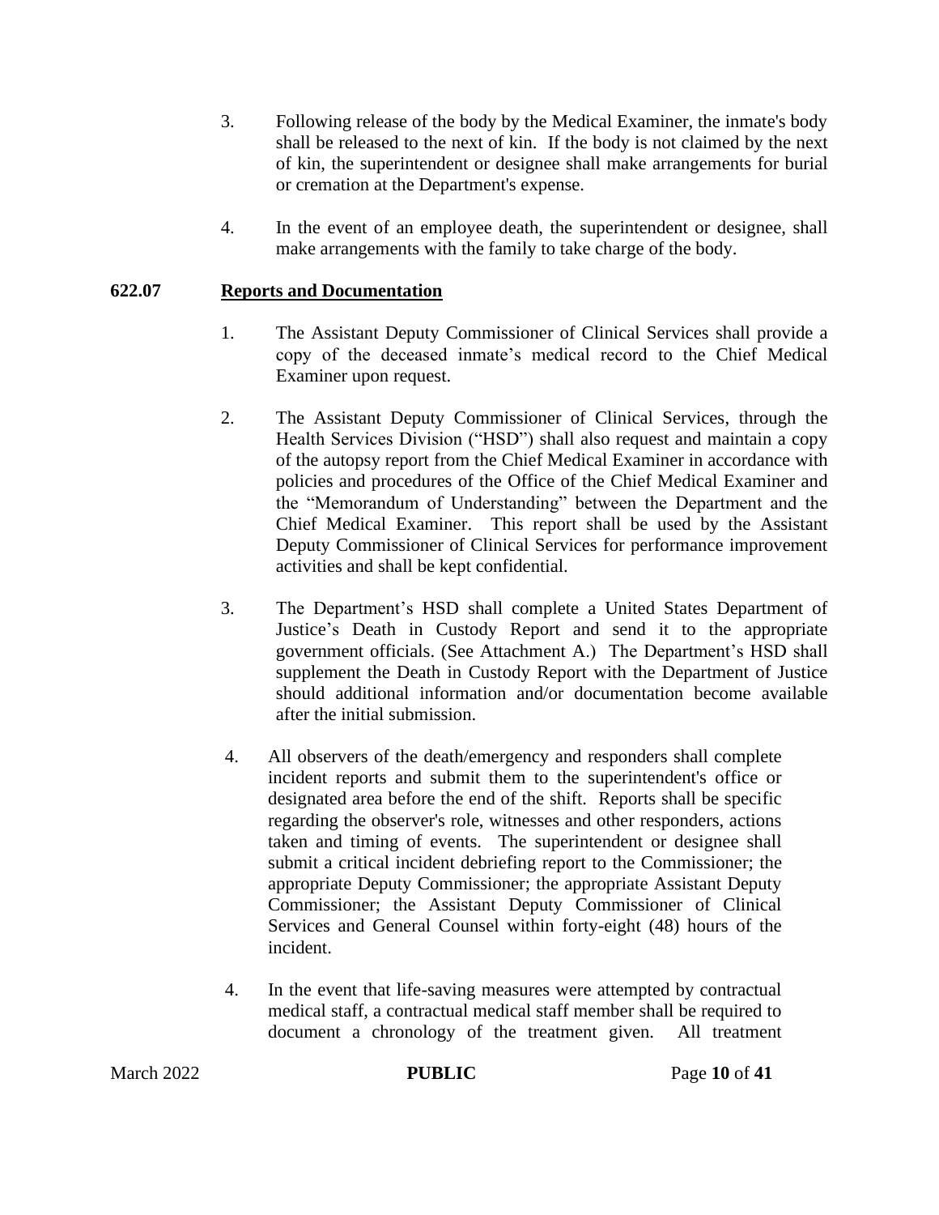3. Following release of the body by the Medical Examiner, the inmate's body shall be released to the next of kin. If the body is not claimed by the next of kin, the superintendent or designee shall make arrangements for burial or cremation at the Department's expense.

4. In the event of an employee death, the superintendent or designee, shall make arrangements with the family to take charge of the body.

## 622.07 Reports and Documentation

1. The Assistant Deputy Commissioner of Clinical Services shall provide a copy of the deceased inmate's medical record to the Chief Medical Examiner upon request.

2. The Assistant Deputy Commissioner of Clinical Services, through the Health Services Division ("HSD") shall also request and maintain a copy of the autopsy report from the Chief Medical Examiner in accordance with policies and procedures of the Office of the Chief Medical Examiner and the "Memorandum of Understanding" between the Department and the Chief Medical Examiner. This report shall be used by the Assistant Deputy Commissioner of Clinical Services for performance improvement activities and shall be kept confidential.

3. The Department's HSD shall complete a United States Department of Justice's Death in Custody Report and send it to the appropriate government officials. (See Attachment A.) The Department's HSD shall supplement the Death in Custody Report with the Department of Justice should additional information and/or documentation become available after the initial submission.

4. All observers of the death/emergency and responders shall complete incident reports and submit them to the superintendent's office or designated area before the end of the shift. Reports shall be specific regarding the observer's role, witnesses and other responders, actions taken and timing of events. The superintendent or designee shall submit a critical incident debriefing report to the Commissioner; the appropriate Deputy Commissioner; the appropriate Assistant Deputy Commissioner; the Assistant Deputy Commissioner of Clinical Services and General Counsel within forty-eight (48) hours of the incident.

4. In the event that life-saving measures were attempted by contractual medical staff, a contractual medical staff member shall be required to document a chronology of the treatment given. All treatment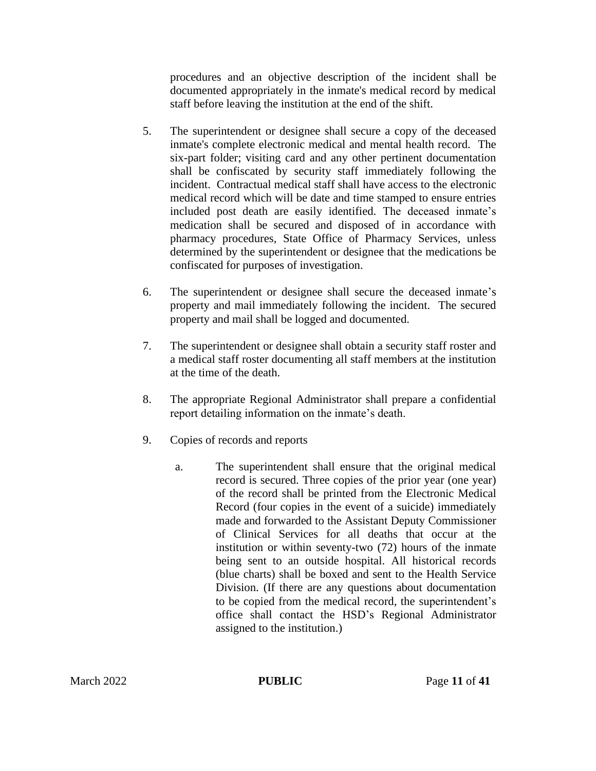procedures and an objective description of the incident shall be documented appropriately in the inmate's medical record by medical staff before leaving the institution at the end of the shift.

5. The superintendent or designee shall secure a copy of the deceased inmate's complete electronic medical and mental health record. The six-part folder; visiting card and any other pertinent documentation shall be confiscated by security staff immediately following the incident. Contractual medical staff shall have access to the electronic medical record which will be date and time stamped to ensure entries included post death are easily identified. The deceased inmate's medication shall be secured and disposed of in accordance with pharmacy procedures, State Office of Pharmacy Services, unless determined by the superintendent or designee that the medications be confiscated for purposes of investigation.

6. The superintendent or designee shall secure the deceased inmate's property and mail immediately following the incident. The secured property and mail shall be logged and documented.

7. The superintendent or designee shall obtain a security staff roster and a medical staff roster documenting all staff members at the institution at the time of the death.

8. The appropriate Regional Administrator shall prepare a confidential report detailing information on the inmate's death.

9. Copies of records and reports

   a. The superintendent shall ensure that the original medical record is secured. Three copies of the prior year (one year) of the record shall be printed from the Electronic Medical Record (four copies in the event of a suicide) immediately made and forwarded to the Assistant Deputy Commissioner of Clinical Services for all deaths that occur at the institution or within seventy-two (72) hours of the inmate being sent to an outside hospital. All historical records (blue charts) shall be boxed and sent to the Health Service Division. (If there are any questions about documentation to be copied from the medical record, the superintendent's office shall contact the HSD's Regional Administrator assigned to the institution.)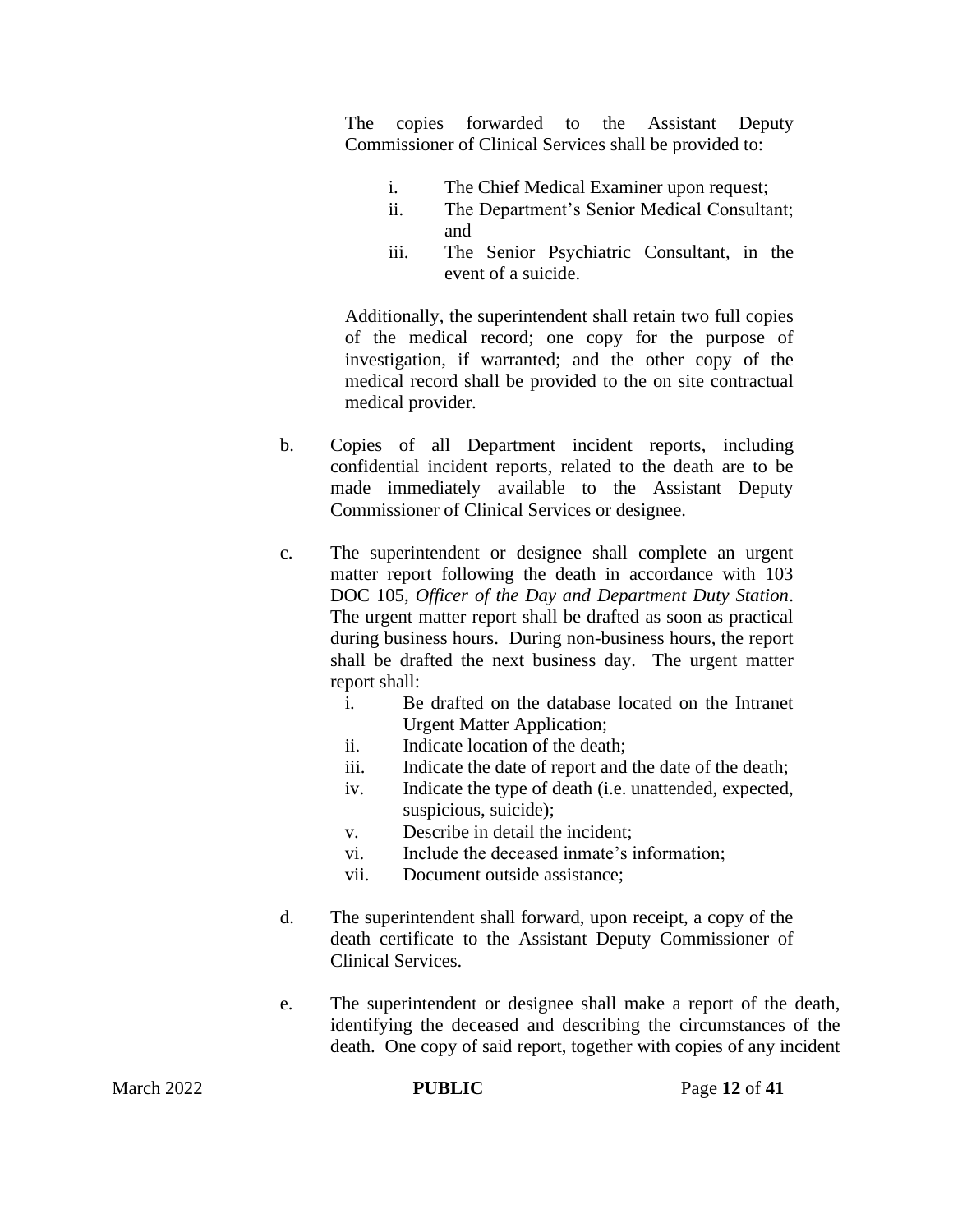The copies forwarded to the Assistant Deputy Commissioner of Clinical Services shall be provided to:

i. The Chief Medical Examiner upon request;
ii. The Department's Senior Medical Consultant; and
iii. The Senior Psychiatric Consultant, in the event of a suicide.

Additionally, the superintendent shall retain two full copies of the medical record; one copy for the purpose of investigation, if warranted; and the other copy of the medical record shall be provided to the on site contractual medical provider.

b. Copies of all Department incident reports, including confidential incident reports, related to the death are to be made immediately available to the Assistant Deputy Commissioner of Clinical Services or designee.

c. The superintendent or designee shall complete an urgent matter report following the death in accordance with 103 DOC 105, *Officer of the Day and Department Duty Station*. The urgent matter report shall be drafted as soon as practical during business hours. During non-business hours, the report shall be drafted the next business day. The urgent matter report shall:

i. Be drafted on the database located on the Intranet Urgent Matter Application;
ii. Indicate location of the death;
iii. Indicate the date of report and the date of the death;
iv. Indicate the type of death (i.e. unattended, expected, suspicious, suicide);
v. Describe in detail the incident;
vi. Include the deceased inmate's information;
vii. Document outside assistance;

d. The superintendent shall forward, upon receipt, a copy of the death certificate to the Assistant Deputy Commissioner of Clinical Services.

e. The superintendent or designee shall make a report of the death, identifying the deceased and describing the circumstances of the death. One copy of said report, together with copies of any incident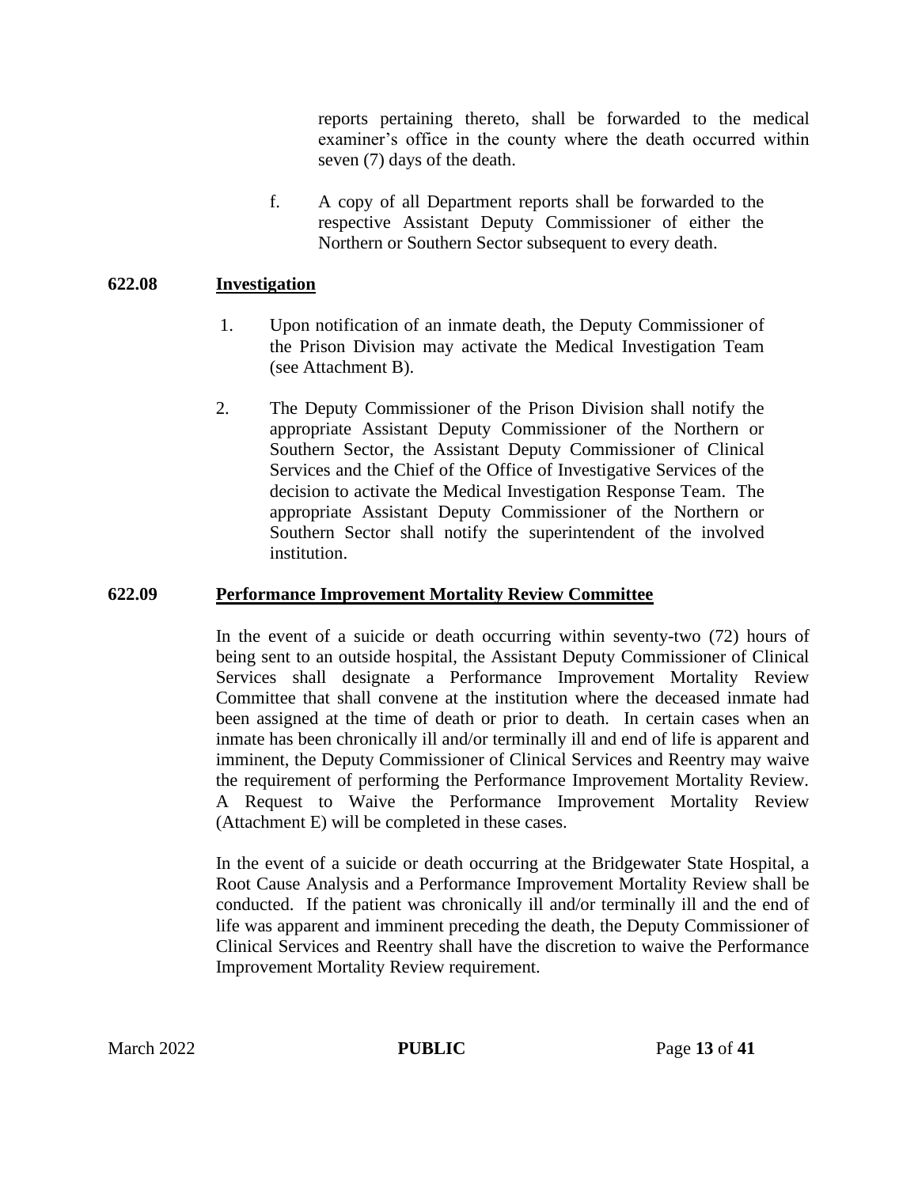reports pertaining thereto, shall be forwarded to the medical examiner's office in the county where the death occurred within seven (7) days of the death.

f. A copy of all Department reports shall be forwarded to the respective Assistant Deputy Commissioner of either the Northern or Southern Sector subsequent to every death.

## 622.08 Investigation

1. Upon notification of an inmate death, the Deputy Commissioner of the Prison Division may activate the Medical Investigation Team (see Attachment B).

2. The Deputy Commissioner of the Prison Division shall notify the appropriate Assistant Deputy Commissioner of the Northern or Southern Sector, the Assistant Deputy Commissioner of Clinical Services and the Chief of the Office of Investigative Services of the decision to activate the Medical Investigation Response Team. The appropriate Assistant Deputy Commissioner of the Northern or Southern Sector shall notify the superintendent of the involved institution.

## 622.09 Performance Improvement Mortality Review Committee

In the event of a suicide or death occurring within seventy-two (72) hours of being sent to an outside hospital, the Assistant Deputy Commissioner of Clinical Services shall designate a Performance Improvement Mortality Review Committee that shall convene at the institution where the deceased inmate had been assigned at the time of death or prior to death. In certain cases when an inmate has been chronically ill and/or terminally ill and end of life is apparent and imminent, the Deputy Commissioner of Clinical Services and Reentry may waive the requirement of performing the Performance Improvement Mortality Review. A Request to Waive the Performance Improvement Mortality Review (Attachment E) will be completed in these cases.

In the event of a suicide or death occurring at the Bridgewater State Hospital, a Root Cause Analysis and a Performance Improvement Mortality Review shall be conducted. If the patient was chronically ill and/or terminally ill and the end of life was apparent and imminent preceding the death, the Deputy Commissioner of Clinical Services and Reentry shall have the discretion to waive the Performance Improvement Mortality Review requirement.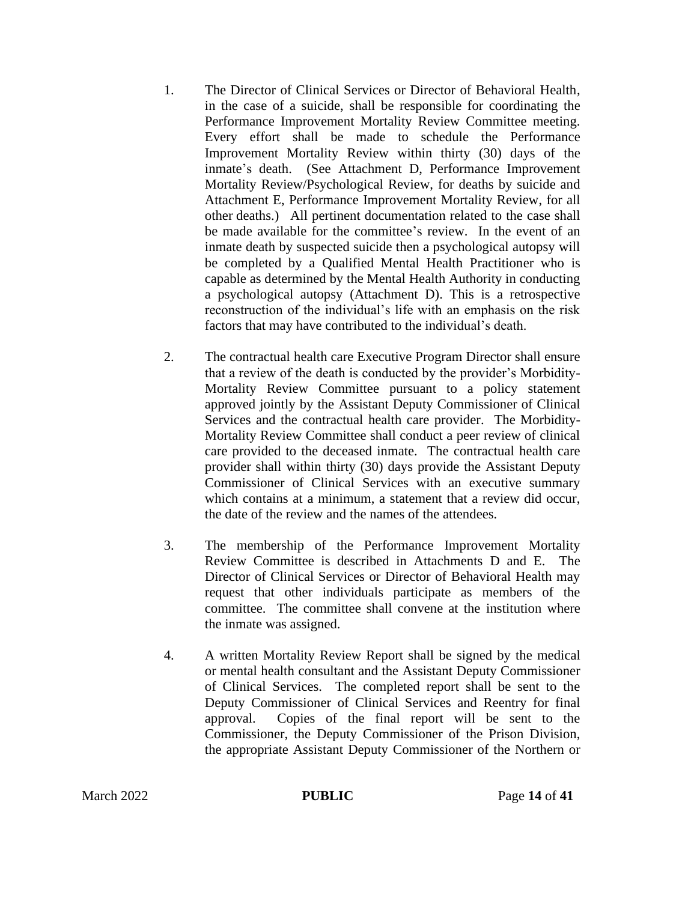1. The Director of Clinical Services or Director of Behavioral Health, in the case of a suicide, shall be responsible for coordinating the Performance Improvement Mortality Review Committee meeting. Every effort shall be made to schedule the Performance Improvement Mortality Review within thirty (30) days of the inmate's death. (See Attachment D, Performance Improvement Mortality Review/Psychological Review, for deaths by suicide and Attachment E, Performance Improvement Mortality Review, for all other deaths.) All pertinent documentation related to the case shall be made available for the committee's review. In the event of an inmate death by suspected suicide then a psychological autopsy will be completed by a Qualified Mental Health Practitioner who is capable as determined by the Mental Health Authority in conducting a psychological autopsy (Attachment D). This is a retrospective reconstruction of the individual's life with an emphasis on the risk factors that may have contributed to the individual's death.

2. The contractual health care Executive Program Director shall ensure that a review of the death is conducted by the provider's Morbidity-Mortality Review Committee pursuant to a policy statement approved jointly by the Assistant Deputy Commissioner of Clinical Services and the contractual health care provider. The Morbidity-Mortality Review Committee shall conduct a peer review of clinical care provided to the deceased inmate. The contractual health care provider shall within thirty (30) days provide the Assistant Deputy Commissioner of Clinical Services with an executive summary which contains at a minimum, a statement that a review did occur, the date of the review and the names of the attendees.

3. The membership of the Performance Improvement Mortality Review Committee is described in Attachments D and E. The Director of Clinical Services or Director of Behavioral Health may request that other individuals participate as members of the committee. The committee shall convene at the institution where the inmate was assigned.

4. A written Mortality Review Report shall be signed by the medical or mental health consultant and the Assistant Deputy Commissioner of Clinical Services. The completed report shall be sent to the Deputy Commissioner of Clinical Services and Reentry for final approval. Copies of the final report will be sent to the Commissioner, the Deputy Commissioner of the Prison Division, the appropriate Assistant Deputy Commissioner of the Northern or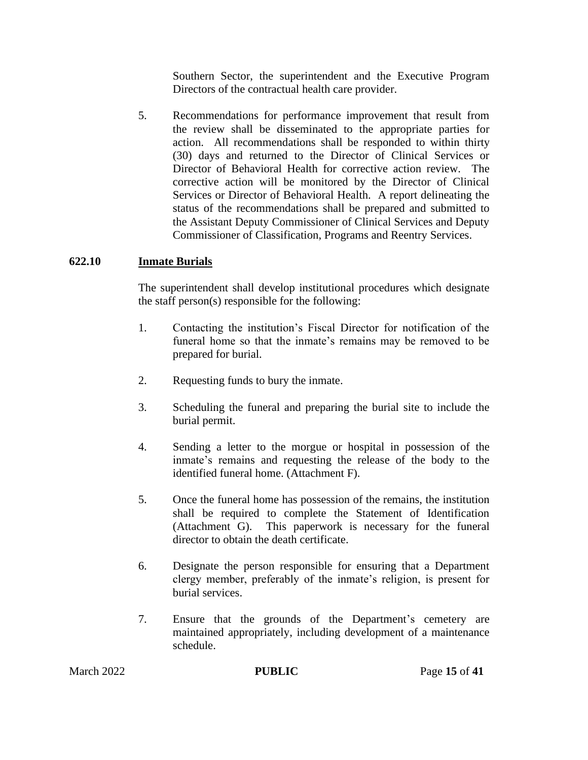Southern Sector, the superintendent and the Executive Program Directors of the contractual health care provider.

5. Recommendations for performance improvement that result from the review shall be disseminated to the appropriate parties for action. All recommendations shall be responded to within thirty (30) days and returned to the Director of Clinical Services or Director of Behavioral Health for corrective action review. The corrective action will be monitored by the Director of Clinical Services or Director of Behavioral Health. A report delineating the status of the recommendations shall be prepared and submitted to the Assistant Deputy Commissioner of Clinical Services and Deputy Commissioner of Classification, Programs and Reentry Services.

## 622.10 Inmate Burials

The superintendent shall develop institutional procedures which designate the staff person(s) responsible for the following:

1. Contacting the institution's Fiscal Director for notification of the funeral home so that the inmate's remains may be removed to be prepared for burial.

2. Requesting funds to bury the inmate.

3. Scheduling the funeral and preparing the burial site to include the burial permit.

4. Sending a letter to the morgue or hospital in possession of the inmate's remains and requesting the release of the body to the identified funeral home. (Attachment F).

5. Once the funeral home has possession of the remains, the institution shall be required to complete the Statement of Identification (Attachment G). This paperwork is necessary for the funeral director to obtain the death certificate.

6. Designate the person responsible for ensuring that a Department clergy member, preferably of the inmate's religion, is present for burial services.

7. Ensure that the grounds of the Department's cemetery are maintained appropriately, including development of a maintenance schedule.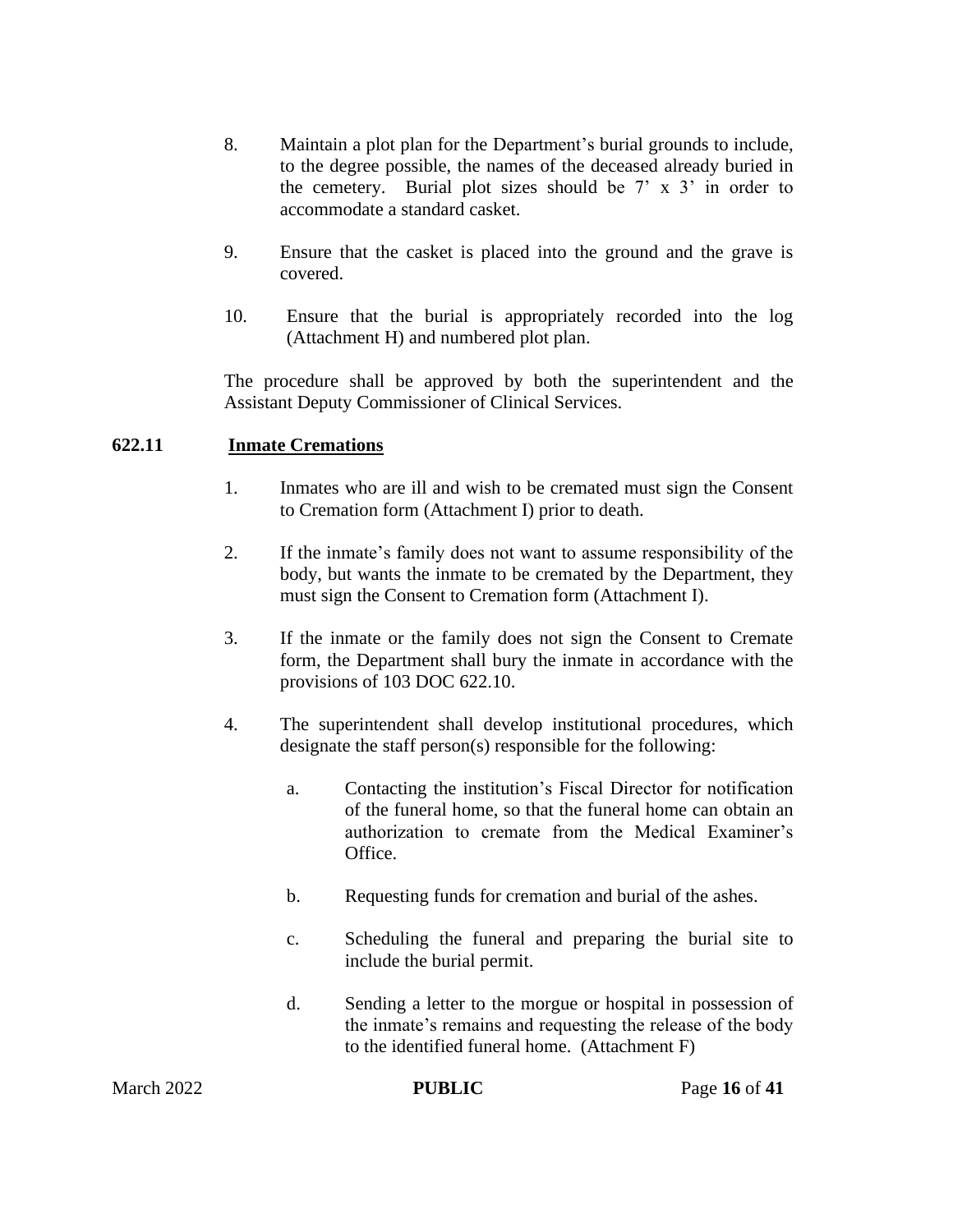8. Maintain a plot plan for the Department's burial grounds to include, to the degree possible, the names of the deceased already buried in the cemetery. Burial plot sizes should be 7' x 3' in order to accommodate a standard casket.

9. Ensure that the casket is placed into the ground and the grave is covered.

10. Ensure that the burial is appropriately recorded into the log (Attachment H) and numbered plot plan.

The procedure shall be approved by both the superintendent and the Assistant Deputy Commissioner of Clinical Services.

## 622.11 Inmate Cremations

1. Inmates who are ill and wish to be cremated must sign the Consent to Cremation form (Attachment I) prior to death.

2. If the inmate's family does not want to assume responsibility of the body, but wants the inmate to be cremated by the Department, they must sign the Consent to Cremation form (Attachment I).

3. If the inmate or the family does not sign the Consent to Cremate form, the Department shall bury the inmate in accordance with the provisions of 103 DOC 622.10.

4. The superintendent shall develop institutional procedures, which designate the staff person(s) responsible for the following:

   a. Contacting the institution's Fiscal Director for notification of the funeral home, so that the funeral home can obtain an authorization to cremate from the Medical Examiner's Office.

   b. Requesting funds for cremation and burial of the ashes.

   c. Scheduling the funeral and preparing the burial site to include the burial permit.

   d. Sending a letter to the morgue or hospital in possession of the inmate's remains and requesting the release of the body to the identified funeral home. (Attachment F)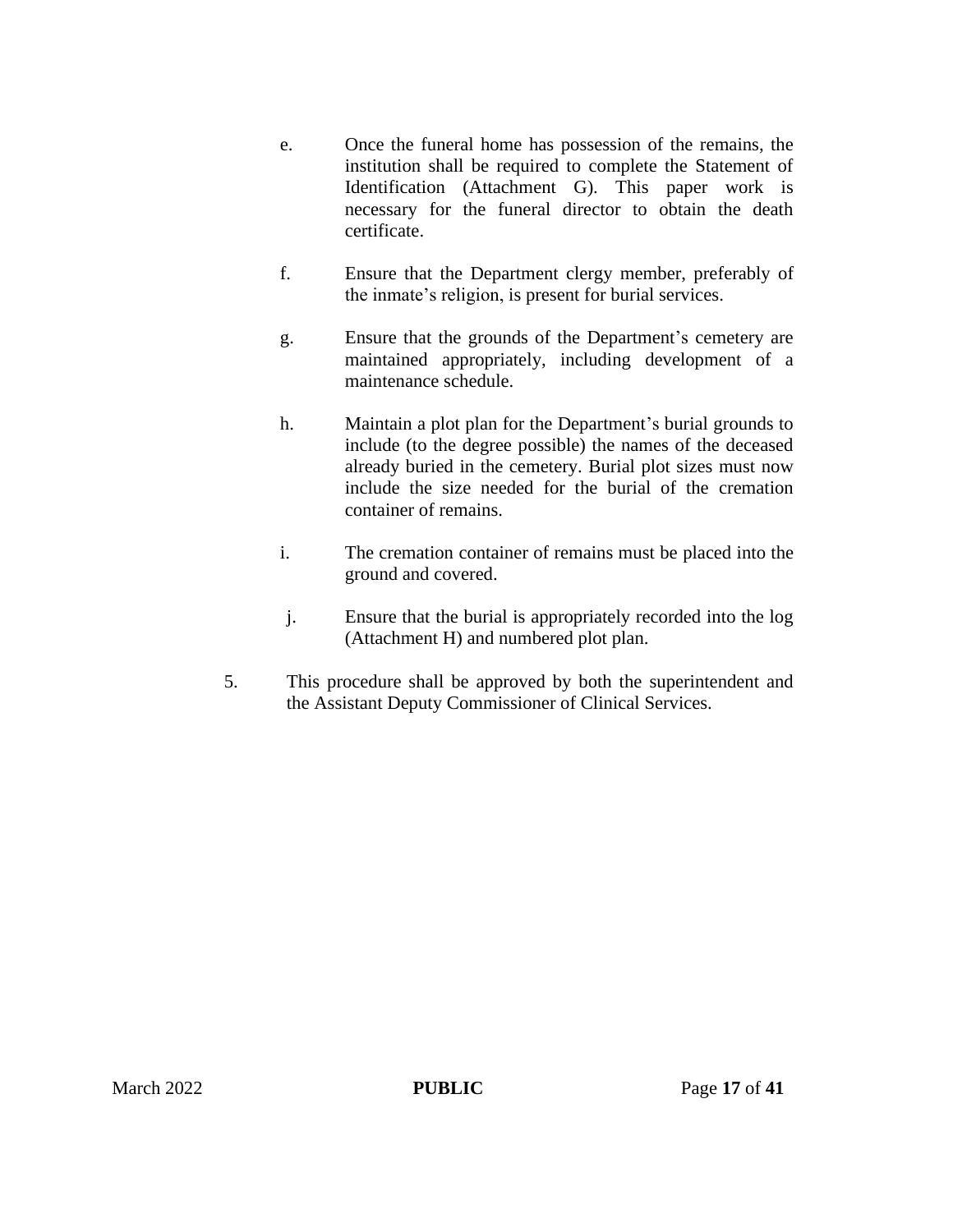e. Once the funeral home has possession of the remains, the institution shall be required to complete the Statement of Identification (Attachment G). This paper work is necessary for the funeral director to obtain the death certificate.

f. Ensure that the Department clergy member, preferably of the inmate's religion, is present for burial services.

g. Ensure that the grounds of the Department's cemetery are maintained appropriately, including development of a maintenance schedule.

h. Maintain a plot plan for the Department's burial grounds to include (to the degree possible) the names of the deceased already buried in the cemetery. Burial plot sizes must now include the size needed for the burial of the cremation container of remains.

i. The cremation container of remains must be placed into the ground and covered.

j. Ensure that the burial is appropriately recorded into the log (Attachment H) and numbered plot plan.

5. This procedure shall be approved by both the superintendent and the Assistant Deputy Commissioner of Clinical Services.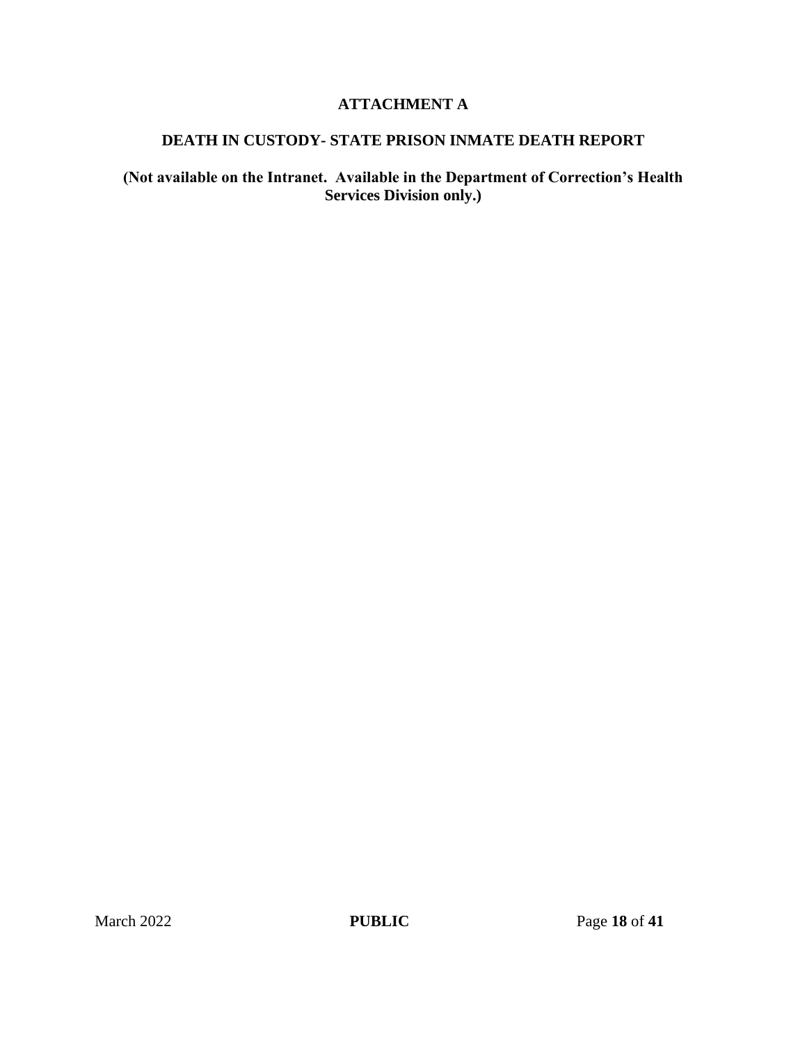# ATTACHMENT A

## DEATH IN CUSTODY- STATE PRISON INMATE DEATH REPORT

**(Not available on the Intranet. Available in the Department of Correction's Health Services Division only.)**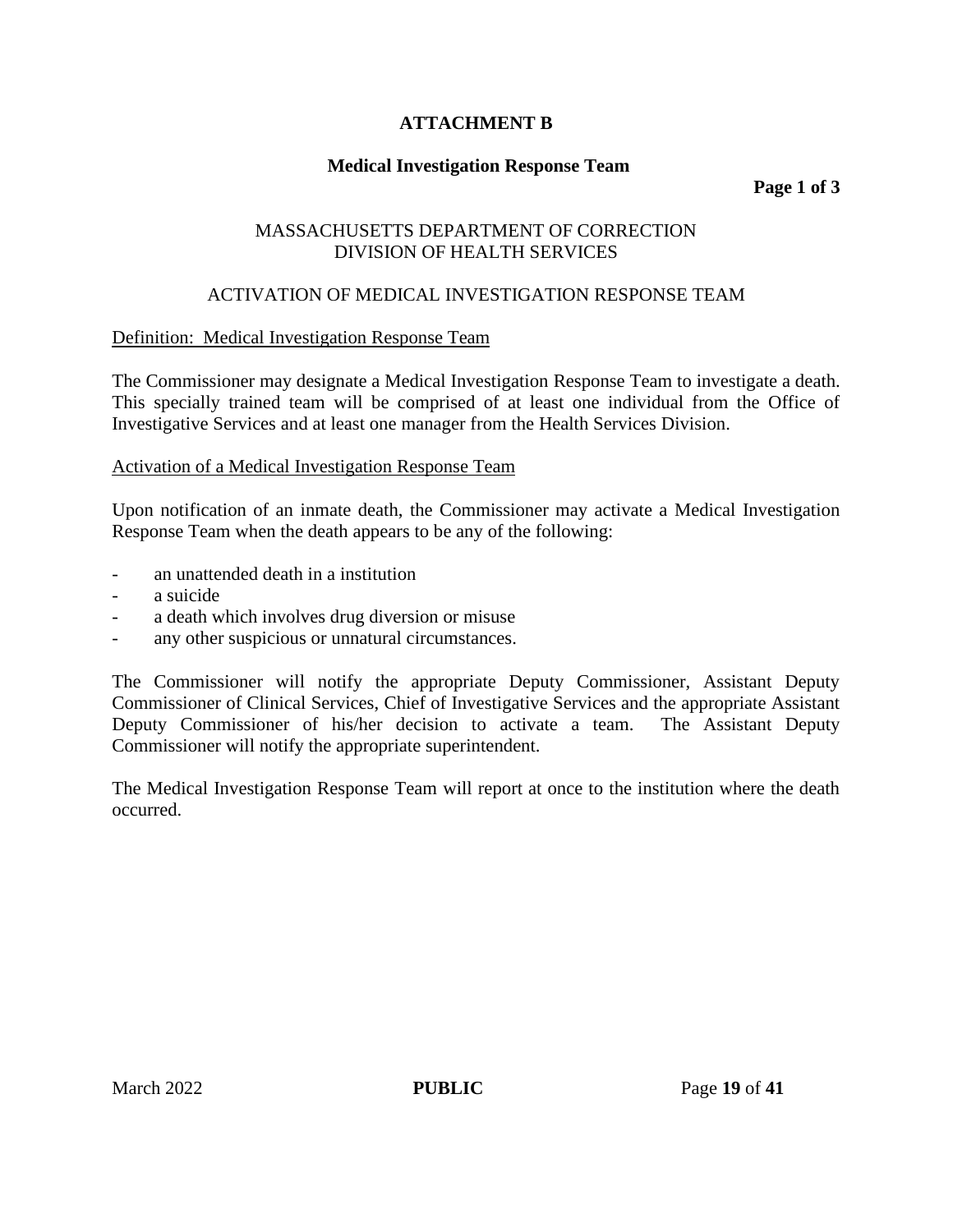# ATTACHMENT B

## Medical Investigation Response Team

**Page 1 of 3**

MASSACHUSETTS DEPARTMENT OF CORRECTION
DIVISION OF HEALTH SERVICES

ACTIVATION OF MEDICAL INVESTIGATION RESPONSE TEAM

<u>Definition: Medical Investigation Response Team</u>

The Commissioner may designate a Medical Investigation Response Team to investigate a death. This specially trained team will be comprised of at least one individual from the Office of Investigative Services and at least one manager from the Health Services Division.

<u>Activation of a Medical Investigation Response Team</u>

Upon notification of an inmate death, the Commissioner may activate a Medical Investigation Response Team when the death appears to be any of the following:

- an unattended death in a institution
- a suicide
- a death which involves drug diversion or misuse
- any other suspicious or unnatural circumstances.

The Commissioner will notify the appropriate Deputy Commissioner, Assistant Deputy Commissioner of Clinical Services, Chief of Investigative Services and the appropriate Assistant Deputy Commissioner of his/her decision to activate a team. The Assistant Deputy Commissioner will notify the appropriate superintendent.

The Medical Investigation Response Team will report at once to the institution where the death occurred.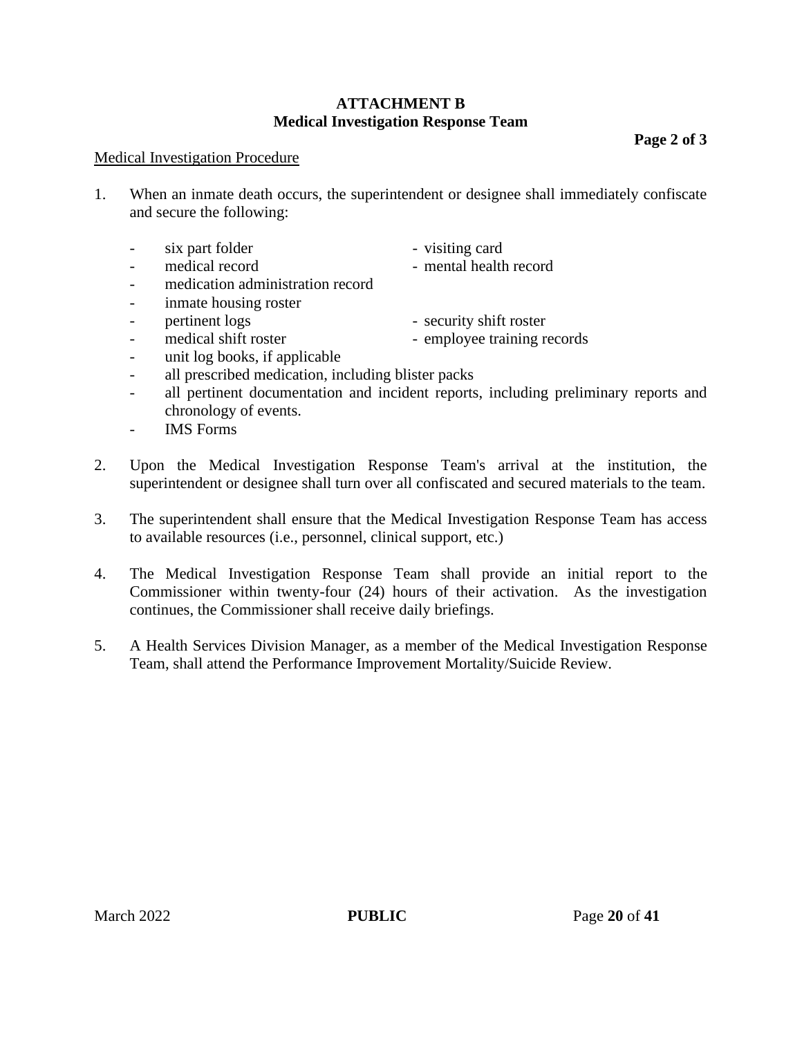**ATTACHMENT B**
**Medical Investigation Response Team**

**Page 2 of 3**

Medical Investigation Procedure

1. When an inmate death occurs, the superintendent or designee shall immediately confiscate and secure the following:

   - six part folder
   - visiting card
   - medical record
   - mental health record
   - medication administration record
   - inmate housing roster
   - pertinent logs
   - security shift roster
   - medical shift roster
   - employee training records
   - unit log books, if applicable
   - all prescribed medication, including blister packs
   - all pertinent documentation and incident reports, including preliminary reports and chronology of events.
   - IMS Forms

2. Upon the Medical Investigation Response Team's arrival at the institution, the superintendent or designee shall turn over all confiscated and secured materials to the team.

3. The superintendent shall ensure that the Medical Investigation Response Team has access to available resources (i.e., personnel, clinical support, etc.)

4. The Medical Investigation Response Team shall provide an initial report to the Commissioner within twenty-four (24) hours of their activation. As the investigation continues, the Commissioner shall receive daily briefings.

5. A Health Services Division Manager, as a member of the Medical Investigation Response Team, shall attend the Performance Improvement Mortality/Suicide Review.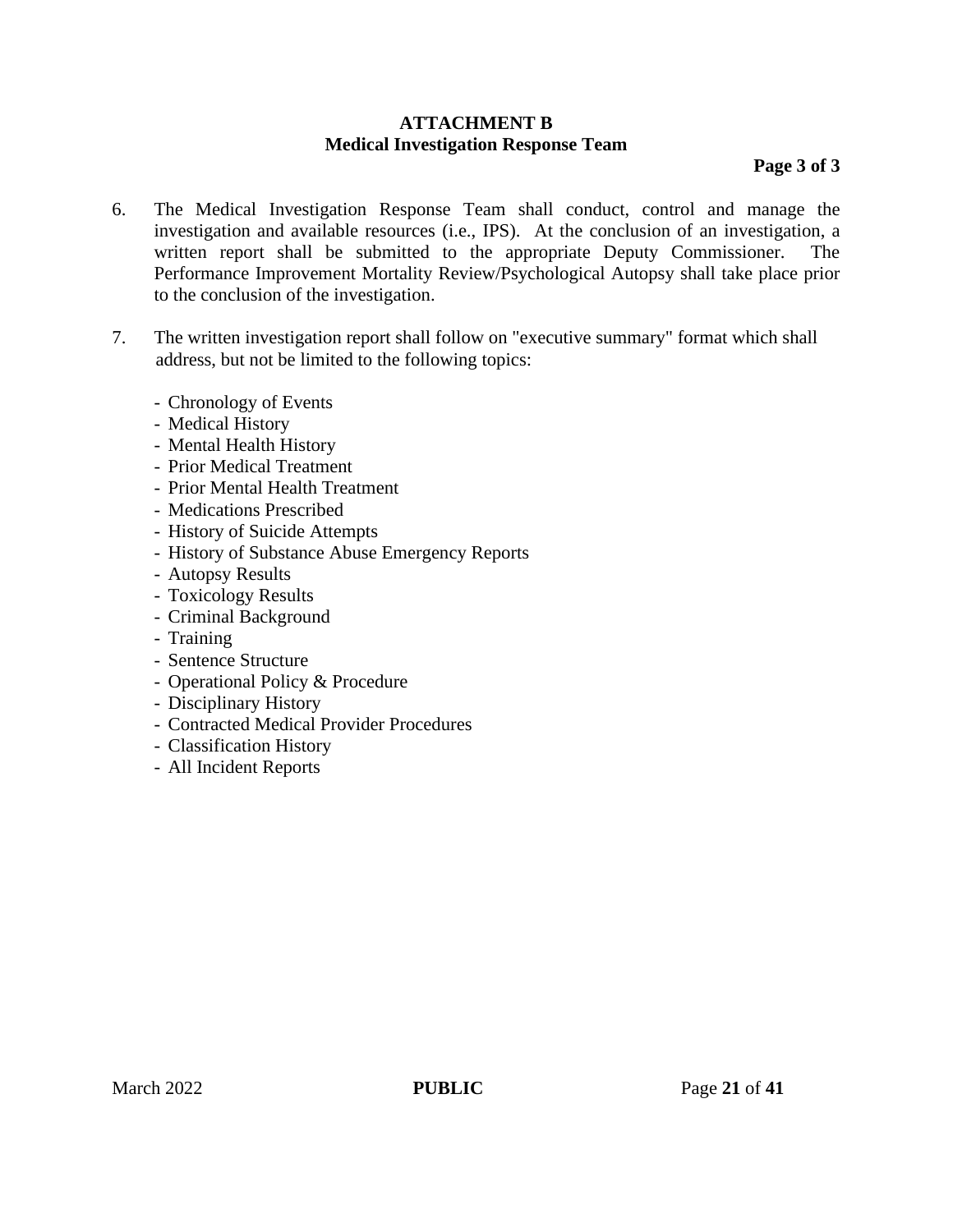**ATTACHMENT B**
**Medical Investigation Response Team**

**Page 3 of 3**

6. The Medical Investigation Response Team shall conduct, control and manage the investigation and available resources (i.e., IPS). At the conclusion of an investigation, a written report shall be submitted to the appropriate Deputy Commissioner. The Performance Improvement Mortality Review/Psychological Autopsy shall take place prior to the conclusion of the investigation.

7. The written investigation report shall follow on "executive summary" format which shall address, but not be limited to the following topics:

   - Chronology of Events
   - Medical History
   - Mental Health History
   - Prior Medical Treatment
   - Prior Mental Health Treatment
   - Medications Prescribed
   - History of Suicide Attempts
   - History of Substance Abuse Emergency Reports
   - Autopsy Results
   - Toxicology Results
   - Criminal Background
   - Training
   - Sentence Structure
   - Operational Policy & Procedure
   - Disciplinary History
   - Contracted Medical Provider Procedures
   - Classification History
   - All Incident Reports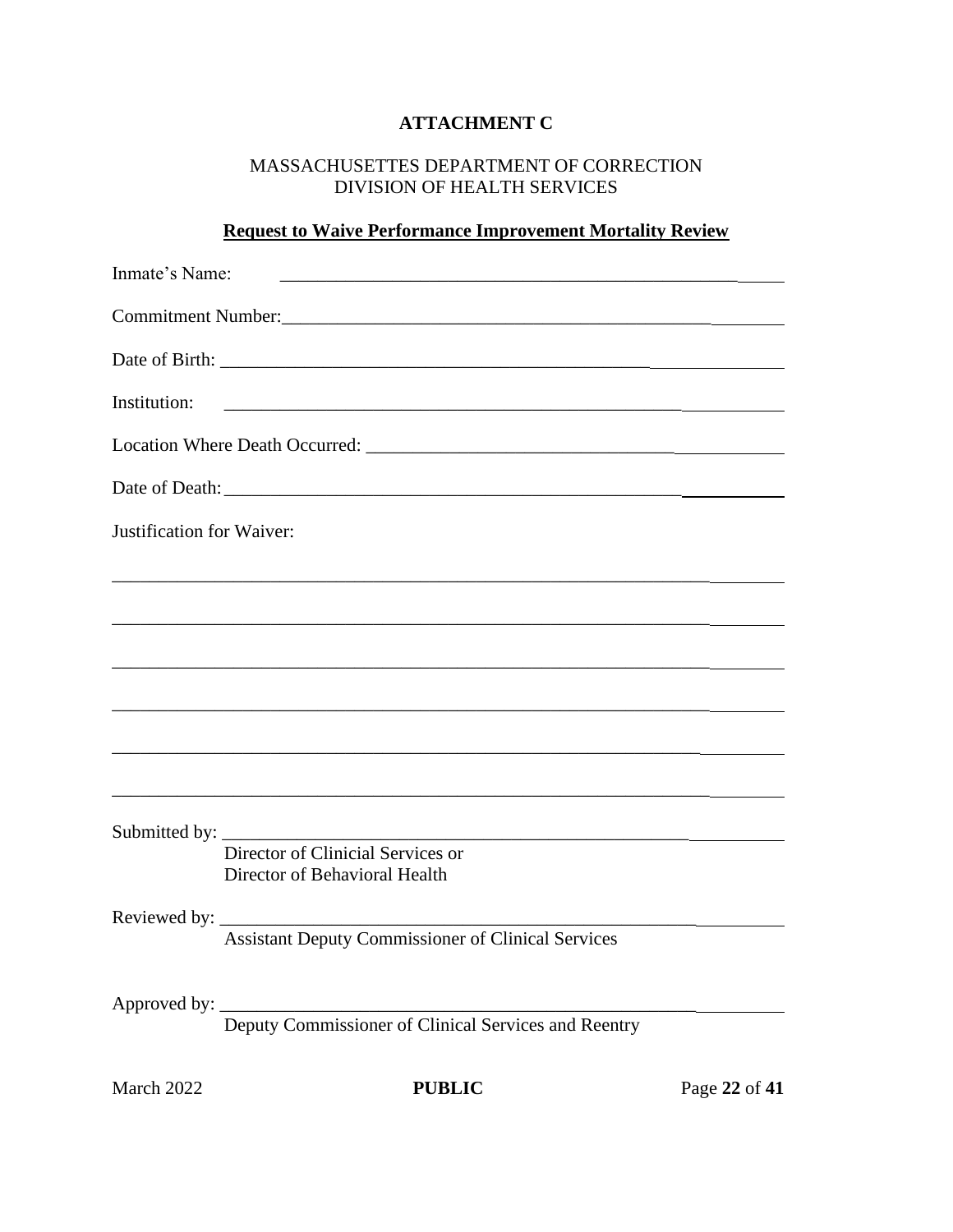**ATTACHMENT C**

MASSACHUSETTES DEPARTMENT OF CORRECTION
DIVISION OF HEALTH SERVICES

**Request to Waive Performance Improvement Mortality Review**

Inmate's Name: ______________________________________________________

Commitment Number: __________________________________________________

Date of Birth: ________________________________________________________

Institution: _________________________________________________________

Location Where Death Occurred: ________________________________________

Date of Death: _______________________________________________________

Justification for Waiver:

______________________________________________________________________

______________________________________________________________________

______________________________________________________________________

______________________________________________________________________

______________________________________________________________________

______________________________________________________________________

Submitted by: _______________________________________________________
Director of Clinicial Services or
Director of Behavioral Health

Reviewed by: _______________________________________________________
Assistant Deputy Commissioner of Clinical Services

Approved by: _______________________________________________________
Deputy Commissioner of Clinical Services and Reentry

March 2022 **PUBLIC**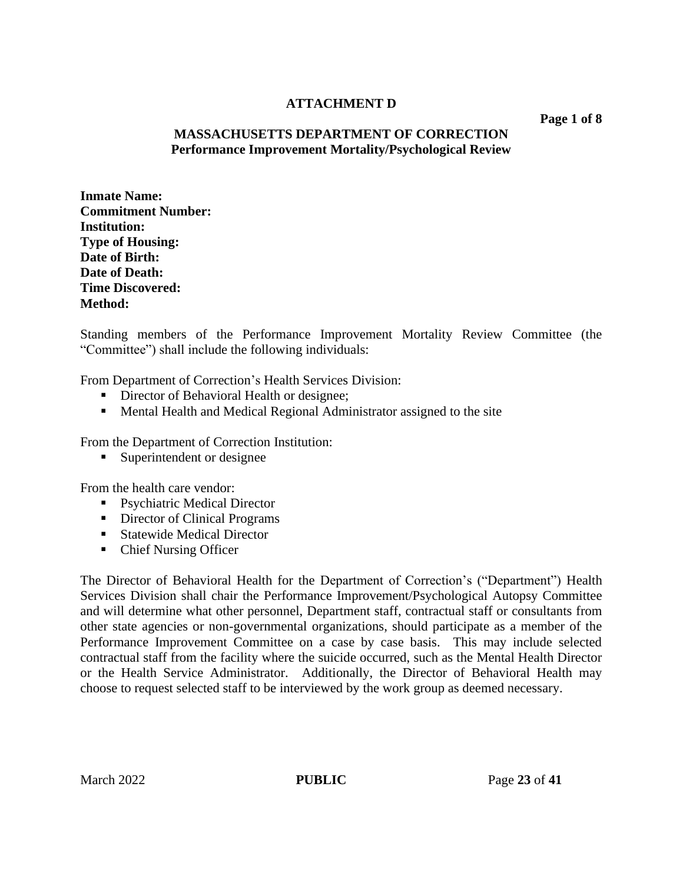**ATTACHMENT D**

**Page 1 of 8**

**MASSACHUSETTS DEPARTMENT OF CORRECTION**
**Performance Improvement Mortality/Psychological Review**

**Inmate Name:**
**Commitment Number:**
**Institution:**
**Type of Housing:**
**Date of Birth:**
**Date of Death:**
**Time Discovered:**
**Method:**

Standing members of the Performance Improvement Mortality Review Committee (the "Committee") shall include the following individuals:

From Department of Correction's Health Services Division:

- Director of Behavioral Health or designee;
- Mental Health and Medical Regional Administrator assigned to the site

From the Department of Correction Institution:

- Superintendent or designee

From the health care vendor:

- Psychiatric Medical Director
- Director of Clinical Programs
- Statewide Medical Director
- Chief Nursing Officer

The Director of Behavioral Health for the Department of Correction's ("Department") Health Services Division shall chair the Performance Improvement/Psychological Autopsy Committee and will determine what other personnel, Department staff, contractual staff or consultants from other state agencies or non-governmental organizations, should participate as a member of the Performance Improvement Committee on a case by case basis. This may include selected contractual staff from the facility where the suicide occurred, such as the Mental Health Director or the Health Service Administrator. Additionally, the Director of Behavioral Health may choose to request selected staff to be interviewed by the work group as deemed necessary.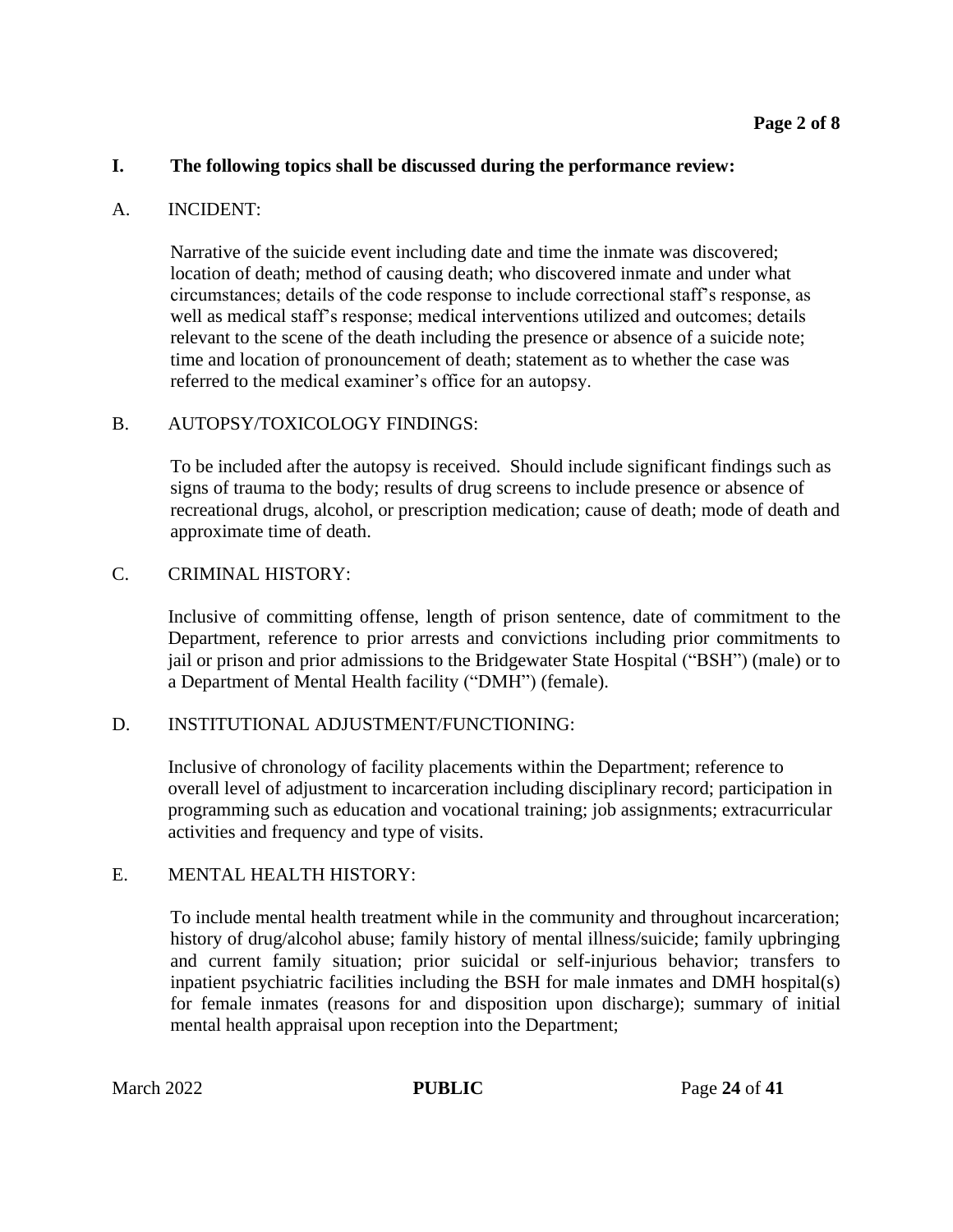## I. The following topics shall be discussed during the performance review:

A. INCIDENT:

Narrative of the suicide event including date and time the inmate was discovered; location of death; method of causing death; who discovered inmate and under what circumstances; details of the code response to include correctional staff's response, as well as medical staff's response; medical interventions utilized and outcomes; details relevant to the scene of the death including the presence or absence of a suicide note; time and location of pronouncement of death; statement as to whether the case was referred to the medical examiner's office for an autopsy.

B. AUTOPSY/TOXICOLOGY FINDINGS:

To be included after the autopsy is received. Should include significant findings such as signs of trauma to the body; results of drug screens to include presence or absence of recreational drugs, alcohol, or prescription medication; cause of death; mode of death and approximate time of death.

C. CRIMINAL HISTORY:

Inclusive of committing offense, length of prison sentence, date of commitment to the Department, reference to prior arrests and convictions including prior commitments to jail or prison and prior admissions to the Bridgewater State Hospital ("BSH") (male) or to a Department of Mental Health facility ("DMH") (female).

D. INSTITUTIONAL ADJUSTMENT/FUNCTIONING:

Inclusive of chronology of facility placements within the Department; reference to overall level of adjustment to incarceration including disciplinary record; participation in programming such as education and vocational training; job assignments; extracurricular activities and frequency and type of visits.

E. MENTAL HEALTH HISTORY:

To include mental health treatment while in the community and throughout incarceration; history of drug/alcohol abuse; family history of mental illness/suicide; family upbringing and current family situation; prior suicidal or self-injurious behavior; transfers to inpatient psychiatric facilities including the BSH for male inmates and DMH hospital(s) for female inmates (reasons for and disposition upon discharge); summary of initial mental health appraisal upon reception into the Department;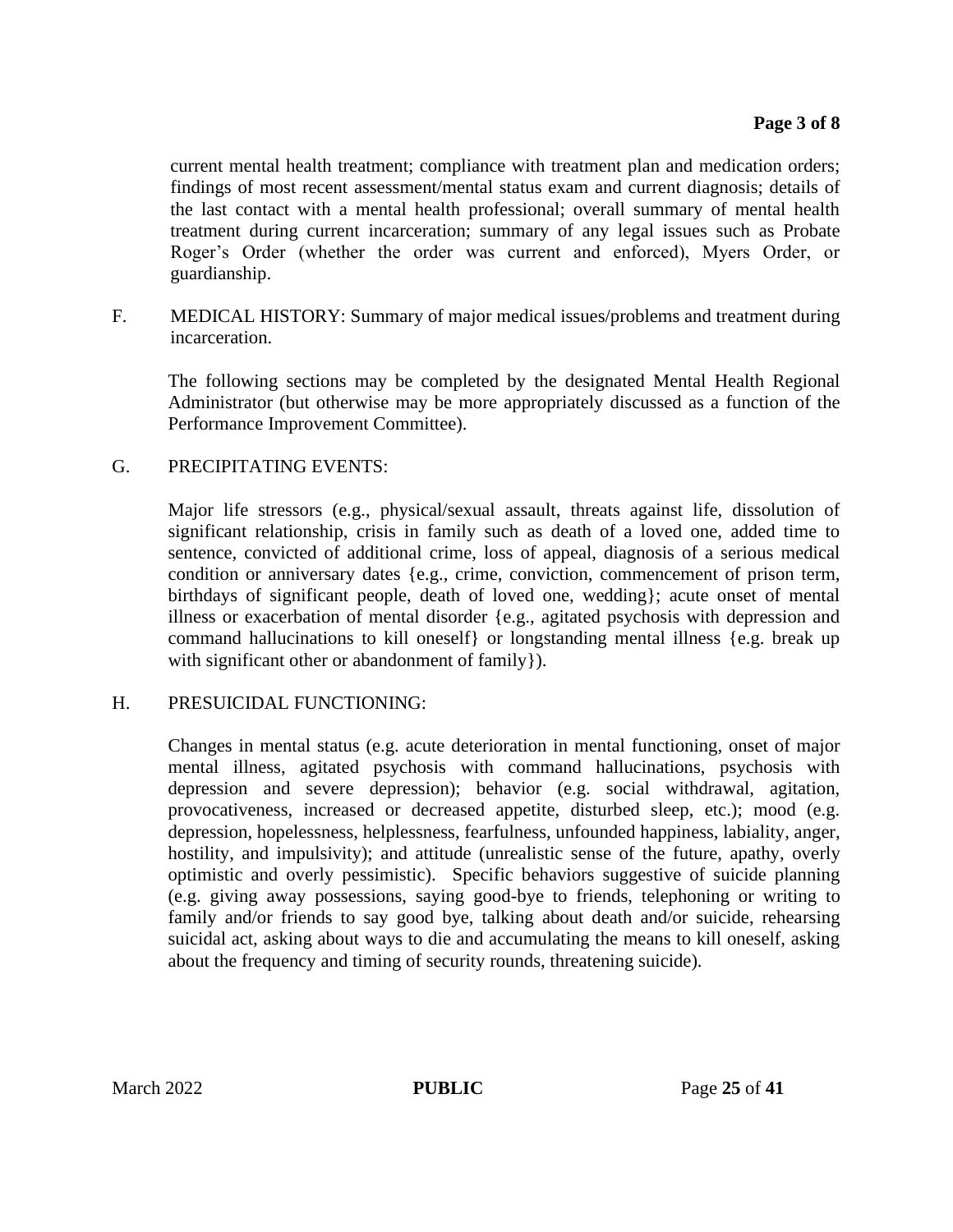current mental health treatment; compliance with treatment plan and medication orders; findings of most recent assessment/mental status exam and current diagnosis; details of the last contact with a mental health professional; overall summary of mental health treatment during current incarceration; summary of any legal issues such as Probate Roger's Order (whether the order was current and enforced), Myers Order, or guardianship.

F. MEDICAL HISTORY: Summary of major medical issues/problems and treatment during incarceration.

The following sections may be completed by the designated Mental Health Regional Administrator (but otherwise may be more appropriately discussed as a function of the Performance Improvement Committee).

G. PRECIPITATING EVENTS:

Major life stressors (e.g., physical/sexual assault, threats against life, dissolution of significant relationship, crisis in family such as death of a loved one, added time to sentence, convicted of additional crime, loss of appeal, diagnosis of a serious medical condition or anniversary dates {e.g., crime, conviction, commencement of prison term, birthdays of significant people, death of loved one, wedding}; acute onset of mental illness or exacerbation of mental disorder {e.g., agitated psychosis with depression and command hallucinations to kill oneself} or longstanding mental illness {e.g. break up with significant other or abandonment of family}).

H. PRESUICIDAL FUNCTIONING:

Changes in mental status (e.g. acute deterioration in mental functioning, onset of major mental illness, agitated psychosis with command hallucinations, psychosis with depression and severe depression); behavior (e.g. social withdrawal, agitation, provocativeness, increased or decreased appetite, disturbed sleep, etc.); mood (e.g. depression, hopelessness, helplessness, fearfulness, unfounded happiness, labiality, anger, hostility, and impulsivity); and attitude (unrealistic sense of the future, apathy, overly optimistic and overly pessimistic). Specific behaviors suggestive of suicide planning (e.g. giving away possessions, saying good-bye to friends, telephoning or writing to family and/or friends to say good bye, talking about death and/or suicide, rehearsing suicidal act, asking about ways to die and accumulating the means to kill oneself, asking about the frequency and timing of security rounds, threatening suicide).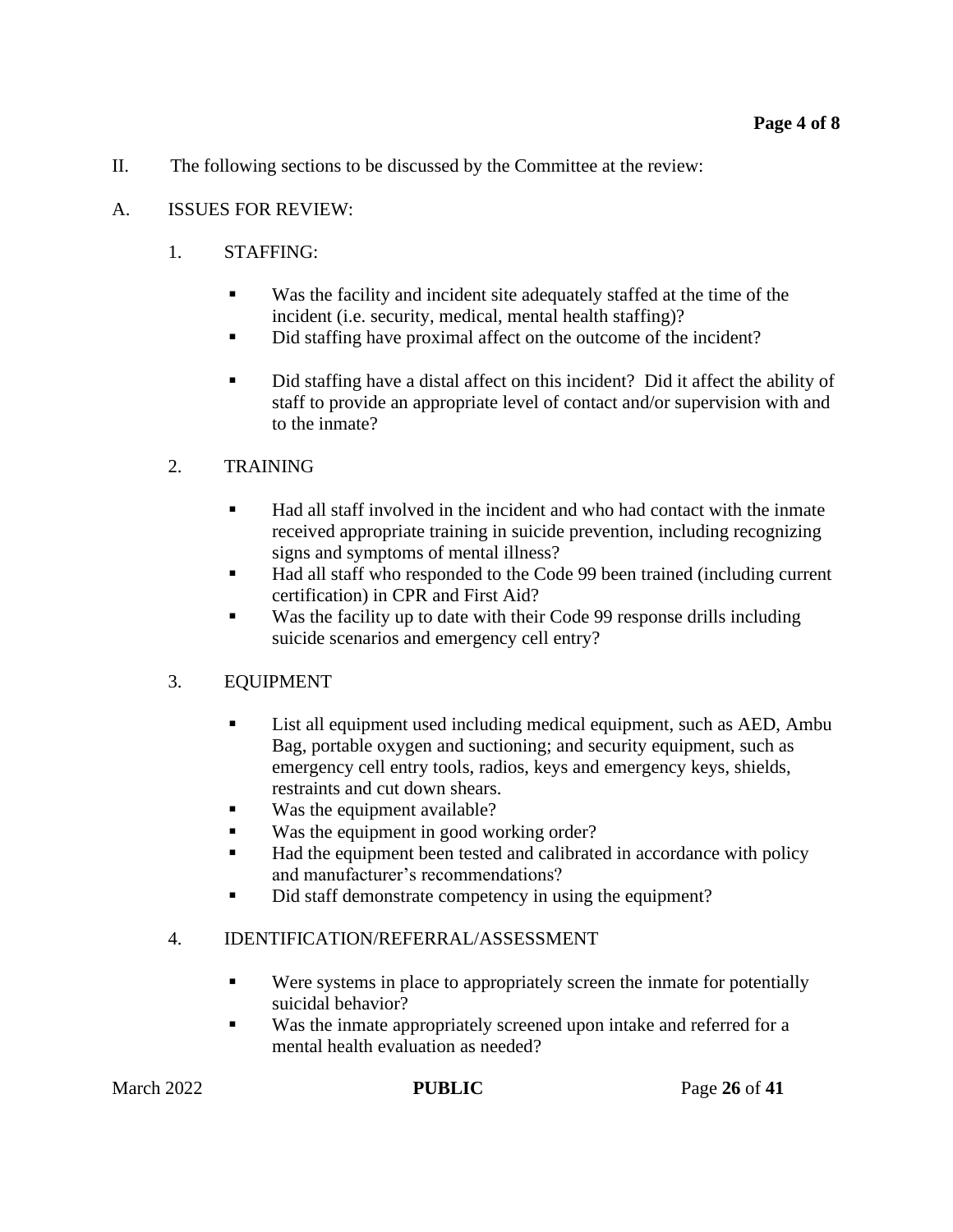II. The following sections to be discussed by the Committee at the review:

A. ISSUES FOR REVIEW:

1. STAFFING:

- Was the facility and incident site adequately staffed at the time of the incident (i.e. security, medical, mental health staffing)?
- Did staffing have proximal affect on the outcome of the incident?
- Did staffing have a distal affect on this incident? Did it affect the ability of staff to provide an appropriate level of contact and/or supervision with and to the inmate?

2. TRAINING

- Had all staff involved in the incident and who had contact with the inmate received appropriate training in suicide prevention, including recognizing signs and symptoms of mental illness?
- Had all staff who responded to the Code 99 been trained (including current certification) in CPR and First Aid?
- Was the facility up to date with their Code 99 response drills including suicide scenarios and emergency cell entry?

3. EQUIPMENT

- List all equipment used including medical equipment, such as AED, Ambu Bag, portable oxygen and suctioning; and security equipment, such as emergency cell entry tools, radios, keys and emergency keys, shields, restraints and cut down shears.
- Was the equipment available?
- Was the equipment in good working order?
- Had the equipment been tested and calibrated in accordance with policy and manufacturer's recommendations?
- Did staff demonstrate competency in using the equipment?

4. IDENTIFICATION/REFERRAL/ASSESSMENT

- Were systems in place to appropriately screen the inmate for potentially suicidal behavior?
- Was the inmate appropriately screened upon intake and referred for a mental health evaluation as needed?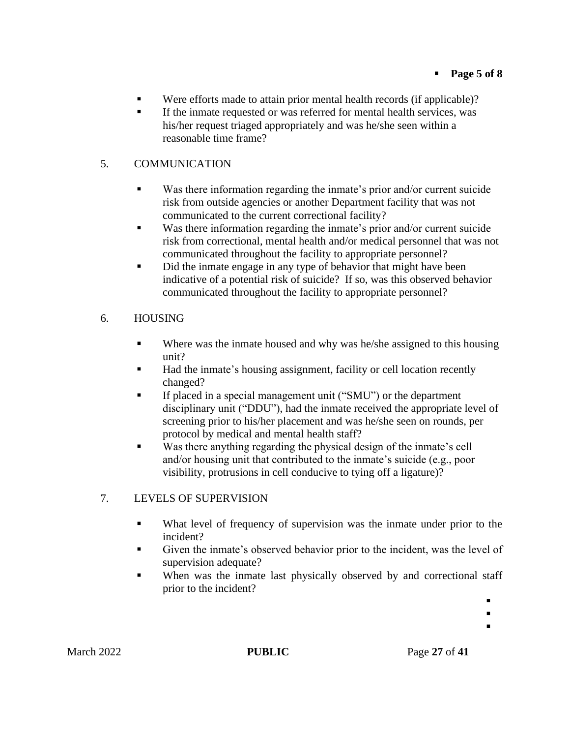- Were efforts made to attain prior mental health records (if applicable)?
- If the inmate requested or was referred for mental health services, was his/her request triaged appropriately and was he/she seen within a reasonable time frame?

5. COMMUNICATION

- Was there information regarding the inmate's prior and/or current suicide risk from outside agencies or another Department facility that was not communicated to the current correctional facility?
- Was there information regarding the inmate's prior and/or current suicide risk from correctional, mental health and/or medical personnel that was not communicated throughout the facility to appropriate personnel?
- Did the inmate engage in any type of behavior that might have been indicative of a potential risk of suicide? If so, was this observed behavior communicated throughout the facility to appropriate personnel?

6. HOUSING

- Where was the inmate housed and why was he/she assigned to this housing unit?
- Had the inmate's housing assignment, facility or cell location recently changed?
- If placed in a special management unit ("SMU") or the department disciplinary unit ("DDU"), had the inmate received the appropriate level of screening prior to his/her placement and was he/she seen on rounds, per protocol by medical and mental health staff?
- Was there anything regarding the physical design of the inmate's cell and/or housing unit that contributed to the inmate's suicide (e.g., poor visibility, protrusions in cell conducive to tying off a ligature)?

7. LEVELS OF SUPERVISION

- What level of frequency of supervision was the inmate under prior to the incident?
- Given the inmate's observed behavior prior to the incident, was the level of supervision adequate?
- When was the inmate last physically observed by and correctional staff prior to the incident?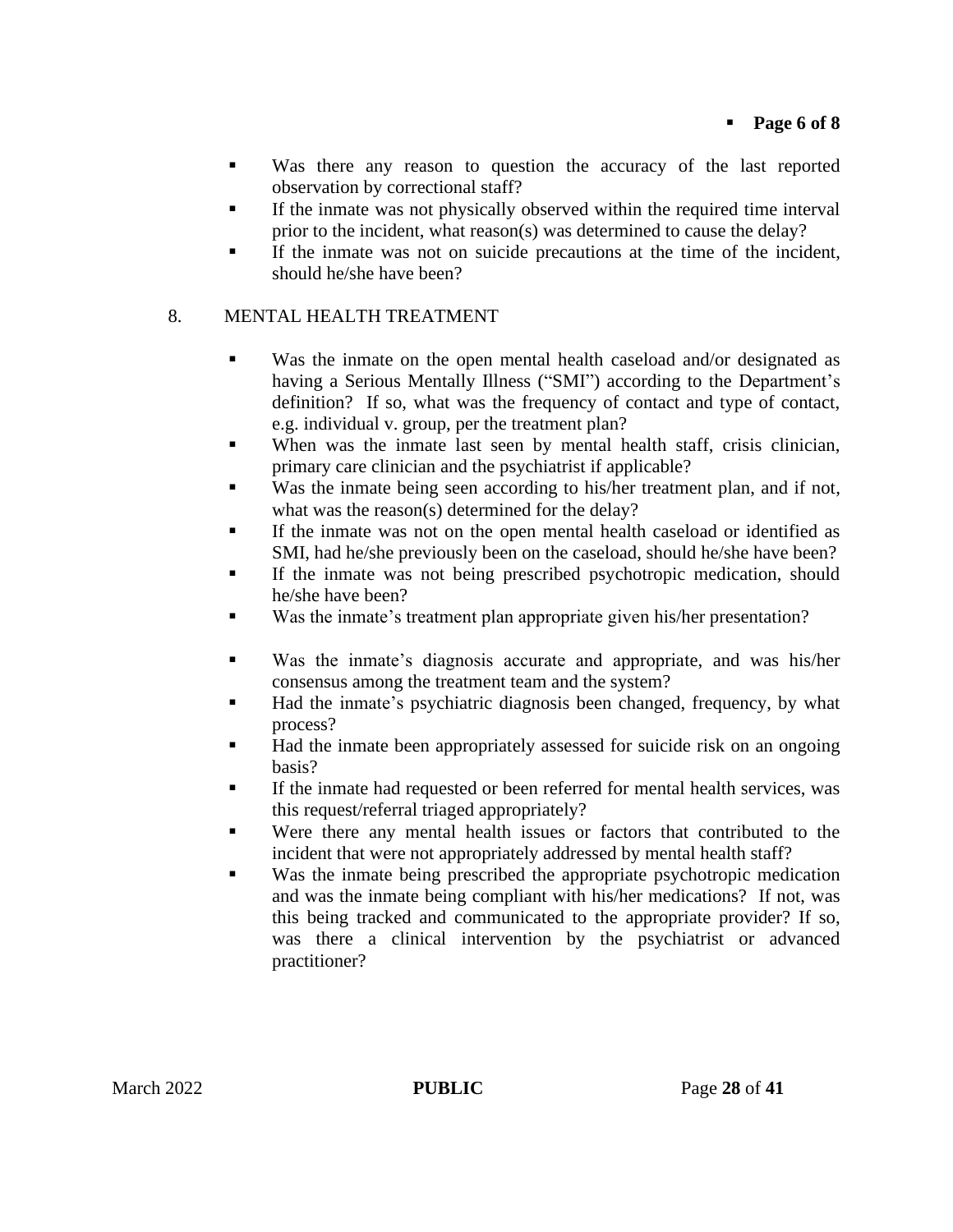- Was there any reason to question the accuracy of the last reported observation by correctional staff?
- If the inmate was not physically observed within the required time interval prior to the incident, what reason(s) was determined to cause the delay?
- If the inmate was not on suicide precautions at the time of the incident, should he/she have been?

8. MENTAL HEALTH TREATMENT

- Was the inmate on the open mental health caseload and/or designated as having a Serious Mentally Illness ("SMI") according to the Department's definition? If so, what was the frequency of contact and type of contact, e.g. individual v. group, per the treatment plan?
- When was the inmate last seen by mental health staff, crisis clinician, primary care clinician and the psychiatrist if applicable?
- Was the inmate being seen according to his/her treatment plan, and if not, what was the reason(s) determined for the delay?
- If the inmate was not on the open mental health caseload or identified as SMI, had he/she previously been on the caseload, should he/she have been?
- If the inmate was not being prescribed psychotropic medication, should he/she have been?
- Was the inmate's treatment plan appropriate given his/her presentation?
- Was the inmate's diagnosis accurate and appropriate, and was his/her consensus among the treatment team and the system?
- Had the inmate's psychiatric diagnosis been changed, frequency, by what process?
- Had the inmate been appropriately assessed for suicide risk on an ongoing basis?
- If the inmate had requested or been referred for mental health services, was this request/referral triaged appropriately?
- Were there any mental health issues or factors that contributed to the incident that were not appropriately addressed by mental health staff?
- Was the inmate being prescribed the appropriate psychotropic medication and was the inmate being compliant with his/her medications? If not, was this being tracked and communicated to the appropriate provider? If so, was there a clinical intervention by the psychiatrist or advanced practitioner?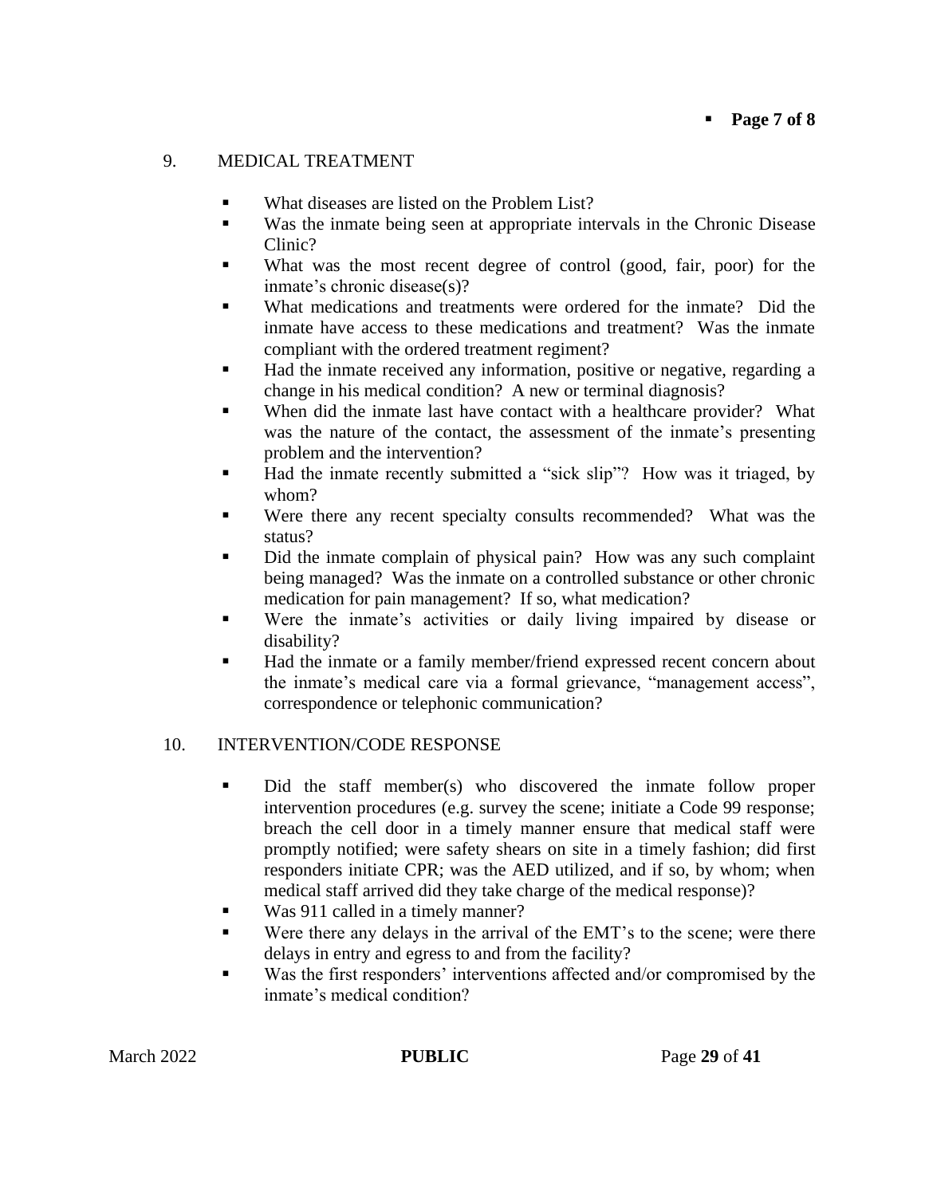## 9. MEDICAL TREATMENT

- What diseases are listed on the Problem List?
- Was the inmate being seen at appropriate intervals in the Chronic Disease Clinic?
- What was the most recent degree of control (good, fair, poor) for the inmate's chronic disease(s)?
- What medications and treatments were ordered for the inmate? Did the inmate have access to these medications and treatment? Was the inmate compliant with the ordered treatment regiment?
- Had the inmate received any information, positive or negative, regarding a change in his medical condition? A new or terminal diagnosis?
- When did the inmate last have contact with a healthcare provider? What was the nature of the contact, the assessment of the inmate's presenting problem and the intervention?
- Had the inmate recently submitted a "sick slip"? How was it triaged, by whom?
- Were there any recent specialty consults recommended? What was the status?
- Did the inmate complain of physical pain? How was any such complaint being managed? Was the inmate on a controlled substance or other chronic medication for pain management? If so, what medication?
- Were the inmate's activities or daily living impaired by disease or disability?
- Had the inmate or a family member/friend expressed recent concern about the inmate's medical care via a formal grievance, "management access", correspondence or telephonic communication?

## 10. INTERVENTION/CODE RESPONSE

- Did the staff member(s) who discovered the inmate follow proper intervention procedures (e.g. survey the scene; initiate a Code 99 response; breach the cell door in a timely manner ensure that medical staff were promptly notified; were safety shears on site in a timely fashion; did first responders initiate CPR; was the AED utilized, and if so, by whom; when medical staff arrived did they take charge of the medical response)?
- Was 911 called in a timely manner?
- Were there any delays in the arrival of the EMT's to the scene; were there delays in entry and egress to and from the facility?
- Was the first responders' interventions affected and/or compromised by the inmate's medical condition?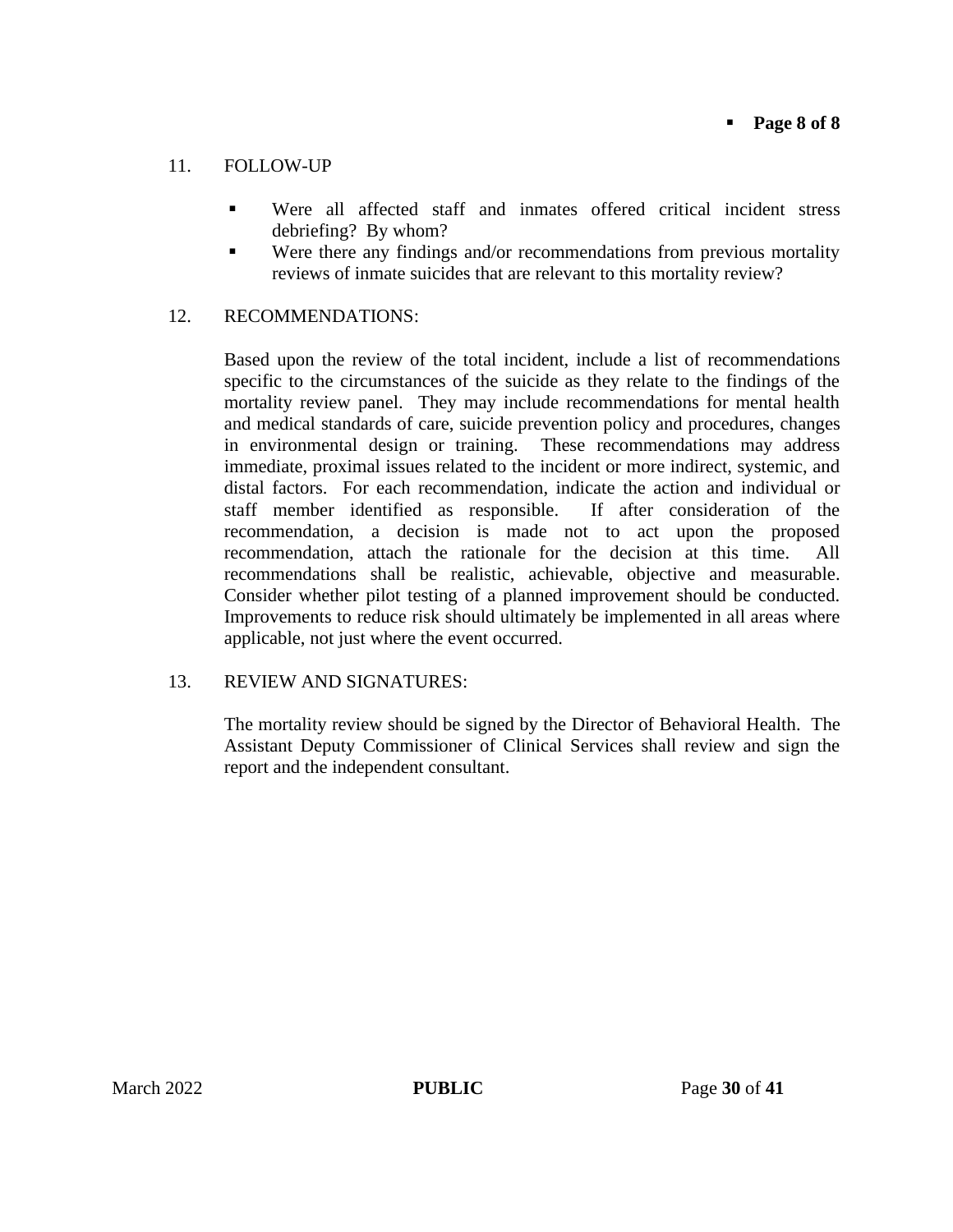11. FOLLOW-UP

- Were all affected staff and inmates offered critical incident stress debriefing? By whom?
- Were there any findings and/or recommendations from previous mortality reviews of inmate suicides that are relevant to this mortality review?

12. RECOMMENDATIONS:

Based upon the review of the total incident, include a list of recommendations specific to the circumstances of the suicide as they relate to the findings of the mortality review panel. They may include recommendations for mental health and medical standards of care, suicide prevention policy and procedures, changes in environmental design or training. These recommendations may address immediate, proximal issues related to the incident or more indirect, systemic, and distal factors. For each recommendation, indicate the action and individual or staff member identified as responsible. If after consideration of the recommendation, a decision is made not to act upon the proposed recommendation, attach the rationale for the decision at this time. All recommendations shall be realistic, achievable, objective and measurable. Consider whether pilot testing of a planned improvement should be conducted. Improvements to reduce risk should ultimately be implemented in all areas where applicable, not just where the event occurred.

13. REVIEW AND SIGNATURES:

The mortality review should be signed by the Director of Behavioral Health. The Assistant Deputy Commissioner of Clinical Services shall review and sign the report and the independent consultant.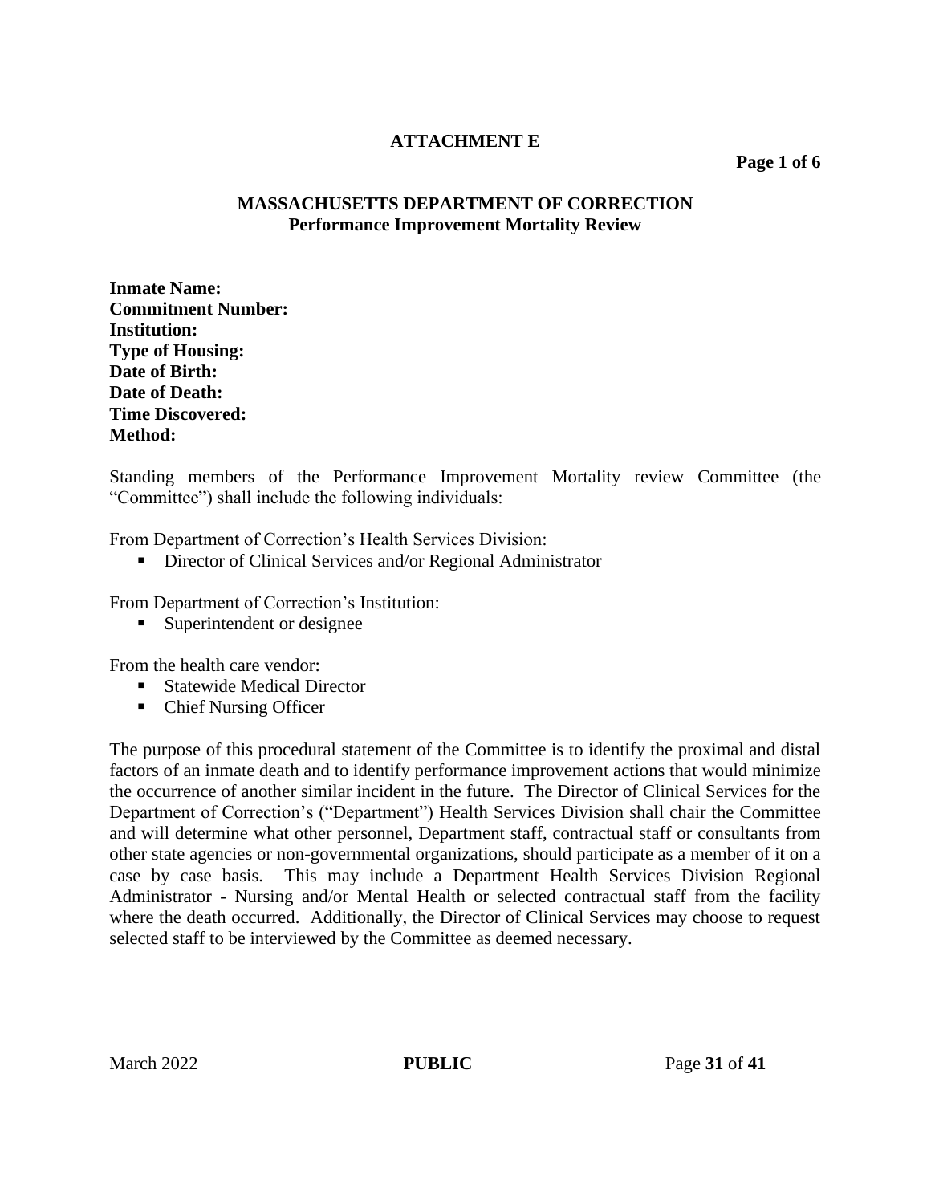# ATTACHMENT E

**Page 1 of 6**

## MASSACHUSETTS DEPARTMENT OF CORRECTION
### Performance Improvement Mortality Review

**Inmate Name:**
**Commitment Number:**
**Institution:**
**Type of Housing:**
**Date of Birth:**
**Date of Death:**
**Time Discovered:**
**Method:**

Standing members of the Performance Improvement Mortality review Committee (the "Committee") shall include the following individuals:

From Department of Correction's Health Services Division:

- Director of Clinical Services and/or Regional Administrator

From Department of Correction's Institution:

- Superintendent or designee

From the health care vendor:

- Statewide Medical Director
- Chief Nursing Officer

The purpose of this procedural statement of the Committee is to identify the proximal and distal factors of an inmate death and to identify performance improvement actions that would minimize the occurrence of another similar incident in the future. The Director of Clinical Services for the Department of Correction's ("Department") Health Services Division shall chair the Committee and will determine what other personnel, Department staff, contractual staff or consultants from other state agencies or non-governmental organizations, should participate as a member of it on a case by case basis. This may include a Department Health Services Division Regional Administrator - Nursing and/or Mental Health or selected contractual staff from the facility where the death occurred. Additionally, the Director of Clinical Services may choose to request selected staff to be interviewed by the Committee as deemed necessary.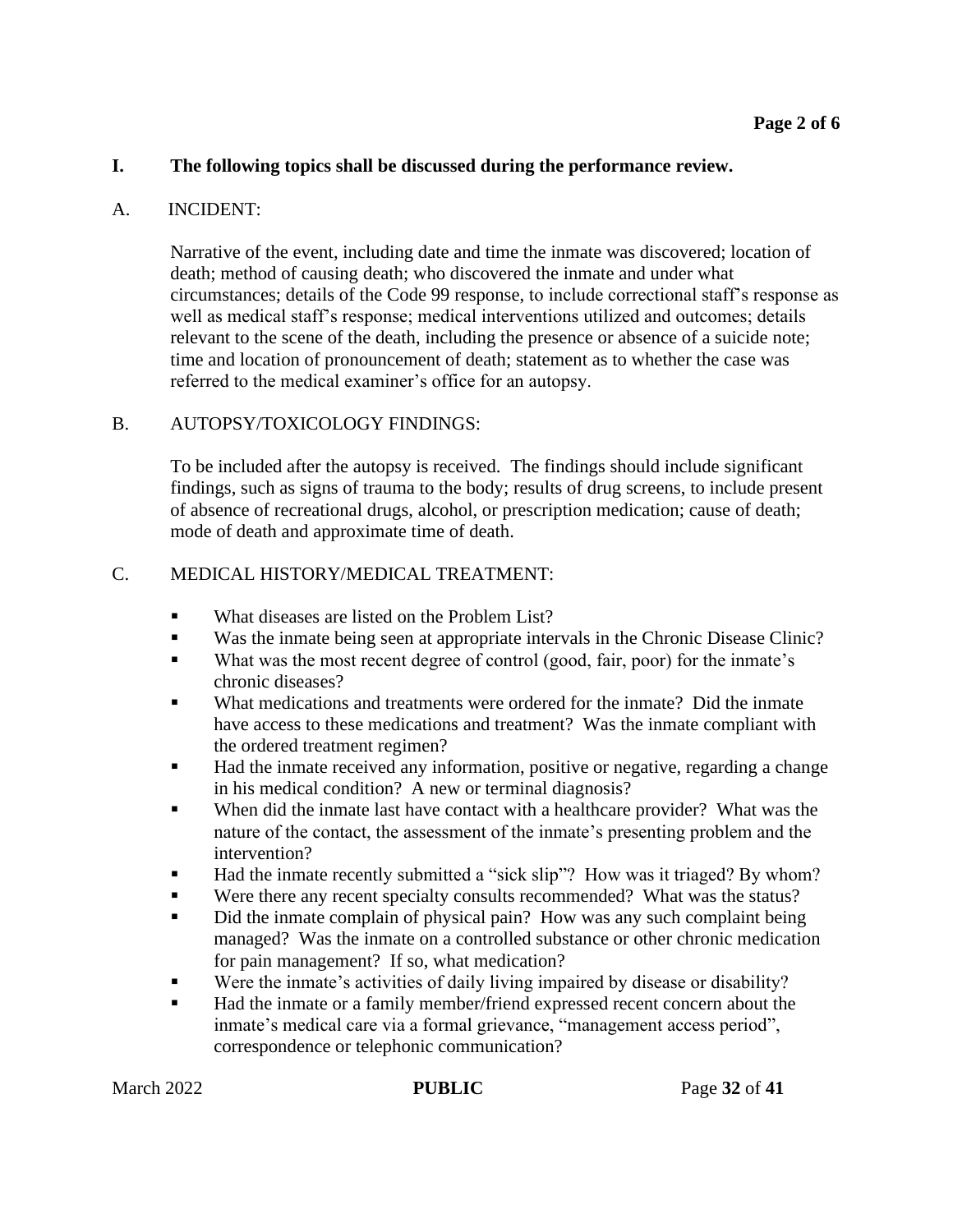## I. The following topics shall be discussed during the performance review.

### A. INCIDENT:

Narrative of the event, including date and time the inmate was discovered; location of death; method of causing death; who discovered the inmate and under what circumstances; details of the Code 99 response, to include correctional staff's response as well as medical staff's response; medical interventions utilized and outcomes; details relevant to the scene of the death, including the presence or absence of a suicide note; time and location of pronouncement of death; statement as to whether the case was referred to the medical examiner's office for an autopsy.

### B. AUTOPSY/TOXICOLOGY FINDINGS:

To be included after the autopsy is received. The findings should include significant findings, such as signs of trauma to the body; results of drug screens, to include present of absence of recreational drugs, alcohol, or prescription medication; cause of death; mode of death and approximate time of death.

### C. MEDICAL HISTORY/MEDICAL TREATMENT:

- What diseases are listed on the Problem List?
- Was the inmate being seen at appropriate intervals in the Chronic Disease Clinic?
- What was the most recent degree of control (good, fair, poor) for the inmate's chronic diseases?
- What medications and treatments were ordered for the inmate? Did the inmate have access to these medications and treatment? Was the inmate compliant with the ordered treatment regimen?
- Had the inmate received any information, positive or negative, regarding a change in his medical condition? A new or terminal diagnosis?
- When did the inmate last have contact with a healthcare provider? What was the nature of the contact, the assessment of the inmate's presenting problem and the intervention?
- Had the inmate recently submitted a "sick slip"? How was it triaged? By whom?
- Were there any recent specialty consults recommended? What was the status?
- Did the inmate complain of physical pain? How was any such complaint being managed? Was the inmate on a controlled substance or other chronic medication for pain management? If so, what medication?
- Were the inmate's activities of daily living impaired by disease or disability?
- Had the inmate or a family member/friend expressed recent concern about the inmate's medical care via a formal grievance, "management access period", correspondence or telephonic communication?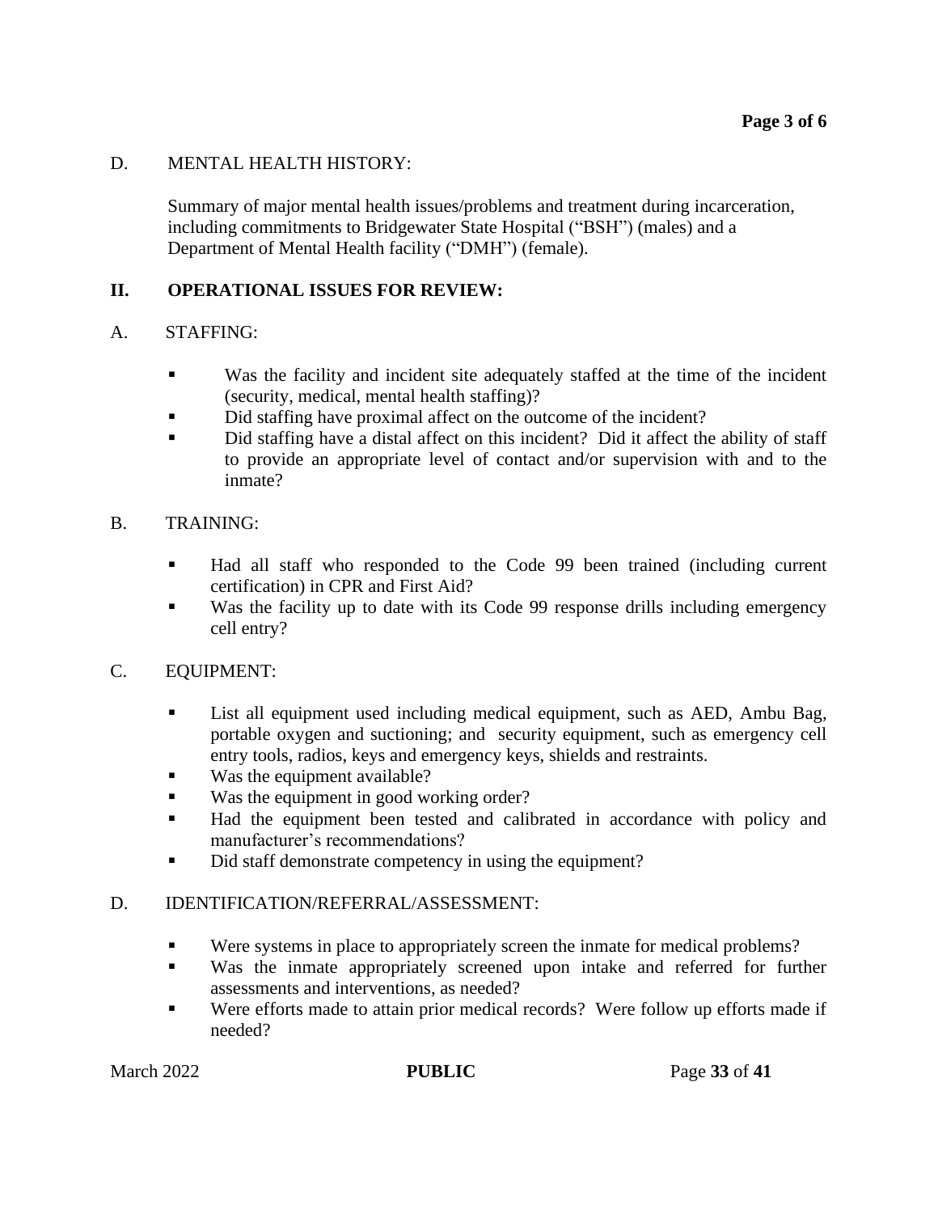D. MENTAL HEALTH HISTORY:

Summary of major mental health issues/problems and treatment during incarceration, including commitments to Bridgewater State Hospital (“BSH”) (males) and a Department of Mental Health facility (“DMH”) (female).

## II. OPERATIONAL ISSUES FOR REVIEW:

A. STAFFING:

- Was the facility and incident site adequately staffed at the time of the incident (security, medical, mental health staffing)?
- Did staffing have proximal affect on the outcome of the incident?
- Did staffing have a distal affect on this incident? Did it affect the ability of staff to provide an appropriate level of contact and/or supervision with and to the inmate?

B. TRAINING:

- Had all staff who responded to the Code 99 been trained (including current certification) in CPR and First Aid?
- Was the facility up to date with its Code 99 response drills including emergency cell entry?

C. EQUIPMENT:

- List all equipment used including medical equipment, such as AED, Ambu Bag, portable oxygen and suctioning; and security equipment, such as emergency cell entry tools, radios, keys and emergency keys, shields and restraints.
- Was the equipment available?
- Was the equipment in good working order?
- Had the equipment been tested and calibrated in accordance with policy and manufacturer’s recommendations?
- Did staff demonstrate competency in using the equipment?

D. IDENTIFICATION/REFERRAL/ASSESSMENT:

- Were systems in place to appropriately screen the inmate for medical problems?
- Was the inmate appropriately screened upon intake and referred for further assessments and interventions, as needed?
- Were efforts made to attain prior medical records? Were follow up efforts made if needed?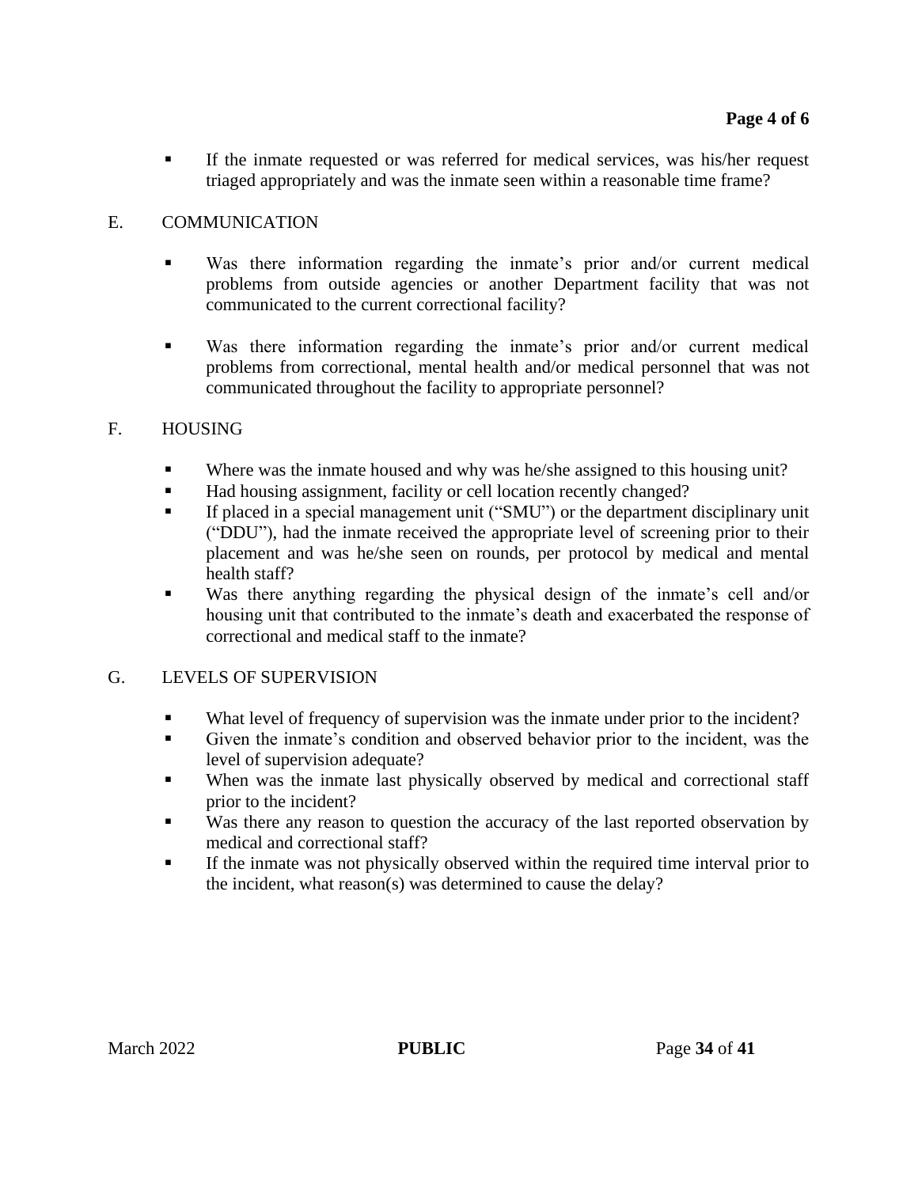- If the inmate requested or was referred for medical services, was his/her request triaged appropriately and was the inmate seen within a reasonable time frame?

E. COMMUNICATION

- Was there information regarding the inmate's prior and/or current medical problems from outside agencies or another Department facility that was not communicated to the current correctional facility?

- Was there information regarding the inmate's prior and/or current medical problems from correctional, mental health and/or medical personnel that was not communicated throughout the facility to appropriate personnel?

F. HOUSING

- Where was the inmate housed and why was he/she assigned to this housing unit?
- Had housing assignment, facility or cell location recently changed?
- If placed in a special management unit ("SMU") or the department disciplinary unit ("DDU"), had the inmate received the appropriate level of screening prior to their placement and was he/she seen on rounds, per protocol by medical and mental health staff?
- Was there anything regarding the physical design of the inmate's cell and/or housing unit that contributed to the inmate's death and exacerbated the response of correctional and medical staff to the inmate?

G. LEVELS OF SUPERVISION

- What level of frequency of supervision was the inmate under prior to the incident?
- Given the inmate's condition and observed behavior prior to the incident, was the level of supervision adequate?
- When was the inmate last physically observed by medical and correctional staff prior to the incident?
- Was there any reason to question the accuracy of the last reported observation by medical and correctional staff?
- If the inmate was not physically observed within the required time interval prior to the incident, what reason(s) was determined to cause the delay?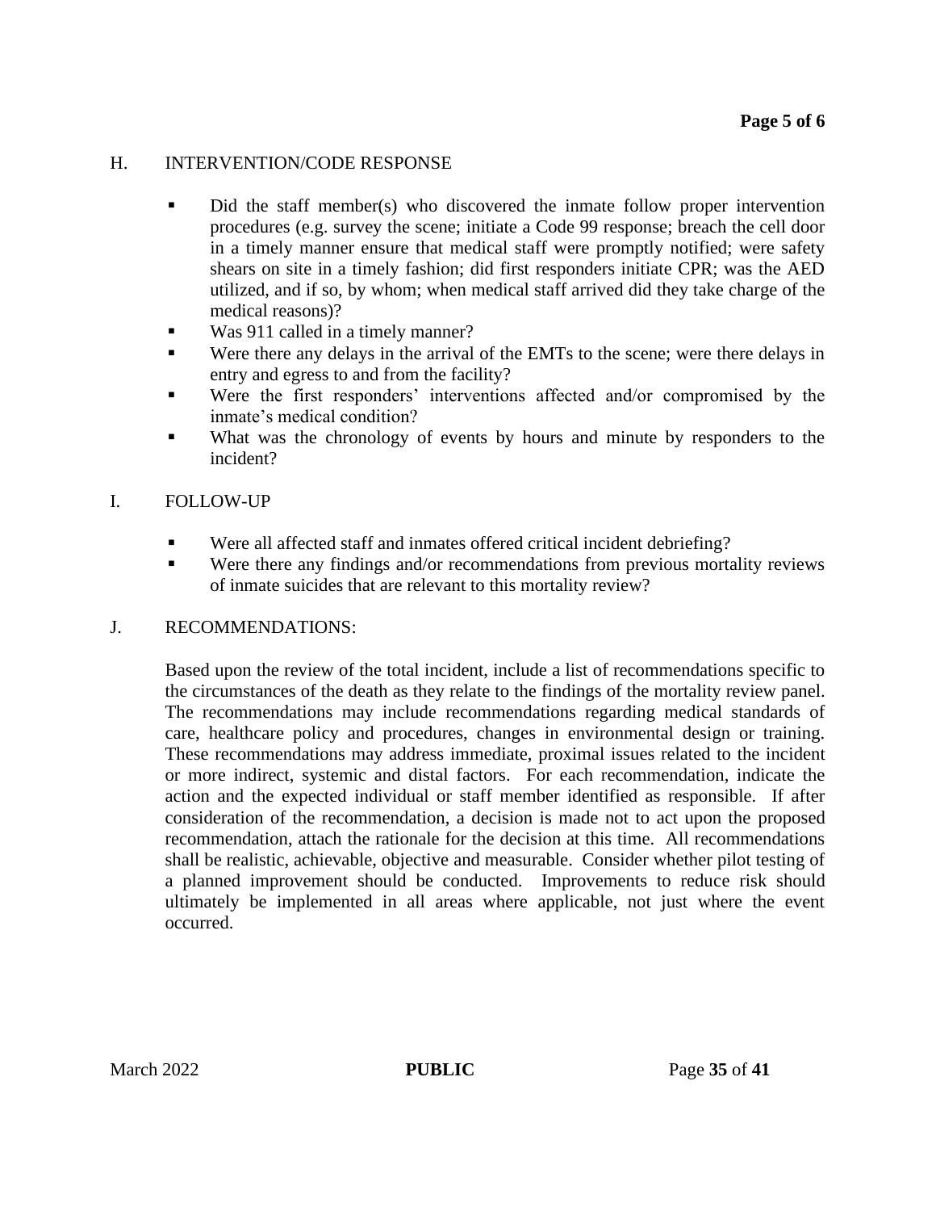## H. INTERVENTION/CODE RESPONSE

- Did the staff member(s) who discovered the inmate follow proper intervention procedures (e.g. survey the scene; initiate a Code 99 response; breach the cell door in a timely manner ensure that medical staff were promptly notified; were safety shears on site in a timely fashion; did first responders initiate CPR; was the AED utilized, and if so, by whom; when medical staff arrived did they take charge of the medical reasons)?
- Was 911 called in a timely manner?
- Were there any delays in the arrival of the EMTs to the scene; were there delays in entry and egress to and from the facility?
- Were the first responders' interventions affected and/or compromised by the inmate's medical condition?
- What was the chronology of events by hours and minute by responders to the incident?

## I. FOLLOW-UP

- Were all affected staff and inmates offered critical incident debriefing?
- Were there any findings and/or recommendations from previous mortality reviews of inmate suicides that are relevant to this mortality review?

## J. RECOMMENDATIONS:

Based upon the review of the total incident, include a list of recommendations specific to the circumstances of the death as they relate to the findings of the mortality review panel. The recommendations may include recommendations regarding medical standards of care, healthcare policy and procedures, changes in environmental design or training. These recommendations may address immediate, proximal issues related to the incident or more indirect, systemic and distal factors. For each recommendation, indicate the action and the expected individual or staff member identified as responsible. If after consideration of the recommendation, a decision is made not to act upon the proposed recommendation, attach the rationale for the decision at this time. All recommendations shall be realistic, achievable, objective and measurable. Consider whether pilot testing of a planned improvement should be conducted. Improvements to reduce risk should ultimately be implemented in all areas where applicable, not just where the event occurred.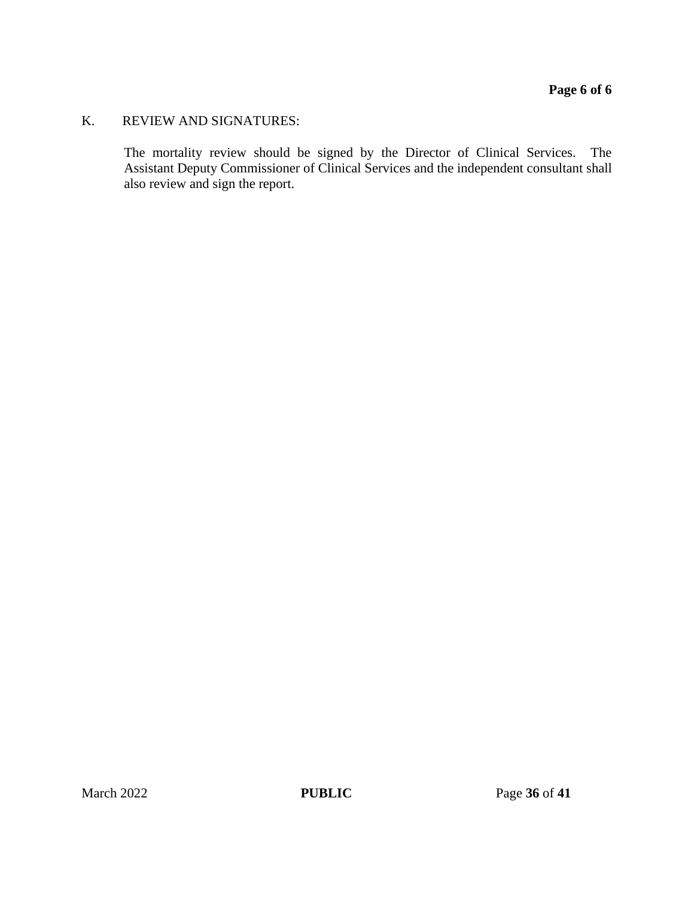K. REVIEW AND SIGNATURES:

The mortality review should be signed by the Director of Clinical Services. The Assistant Deputy Commissioner of Clinical Services and the independent consultant shall also review and sign the report.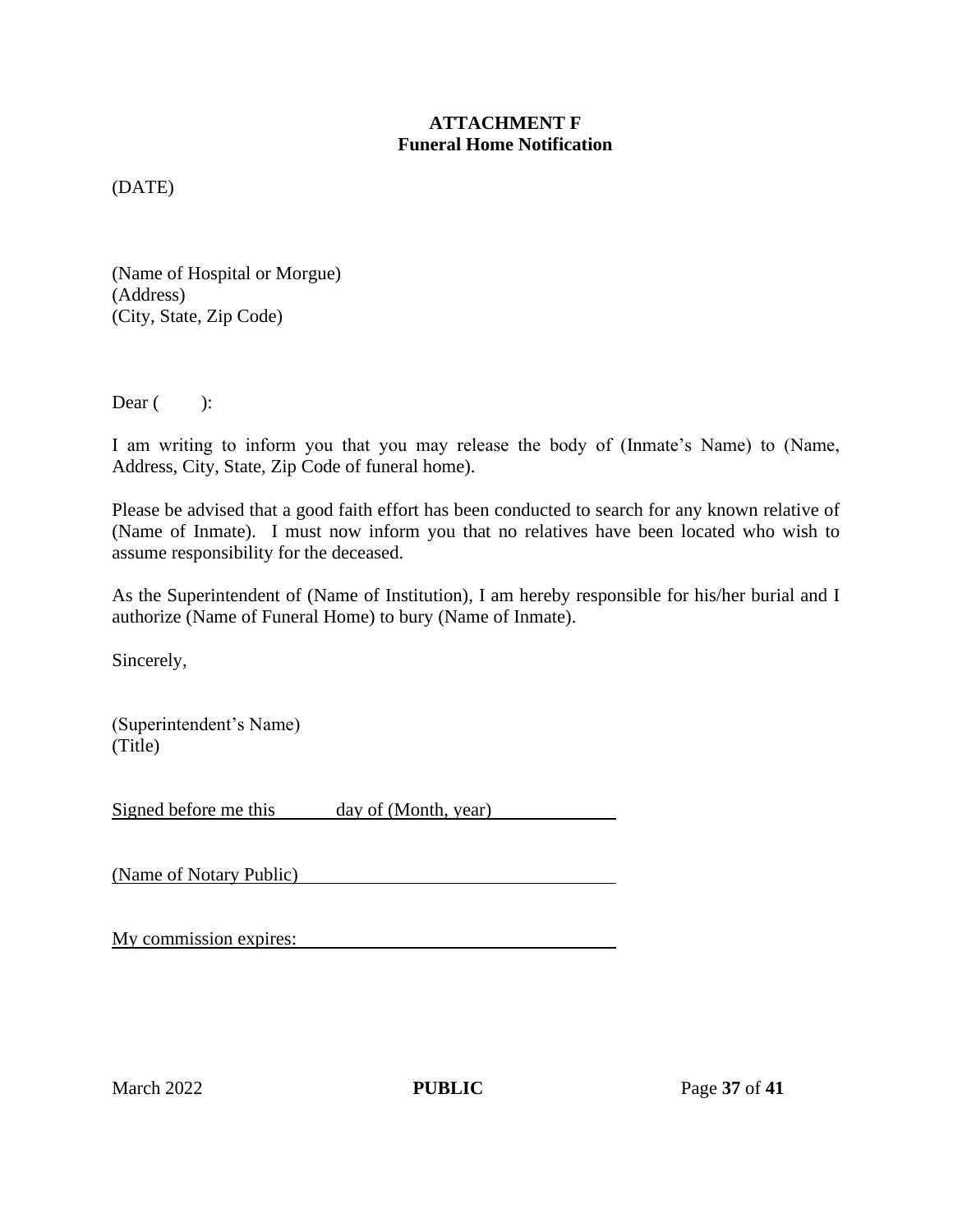**ATTACHMENT F**
**Funeral Home Notification**

(DATE)

(Name of Hospital or Morgue)
(Address)
(City, State, Zip Code)

Dear ( ):

I am writing to inform you that you may release the body of (Inmate's Name) to (Name, Address, City, State, Zip Code of funeral home).

Please be advised that a good faith effort has been conducted to search for any known relative of (Name of Inmate). I must now inform you that no relatives have been located who wish to assume responsibility for the deceased.

As the Superintendent of (Name of Institution), I am hereby responsible for his/her burial and I authorize (Name of Funeral Home) to bury (Name of Inmate).

Sincerely,

(Superintendent's Name)
(Title)

Signed before me this ______ day of (Month, year) ____________

(Name of Notary Public) ________________________________

My commission expires: ________________________________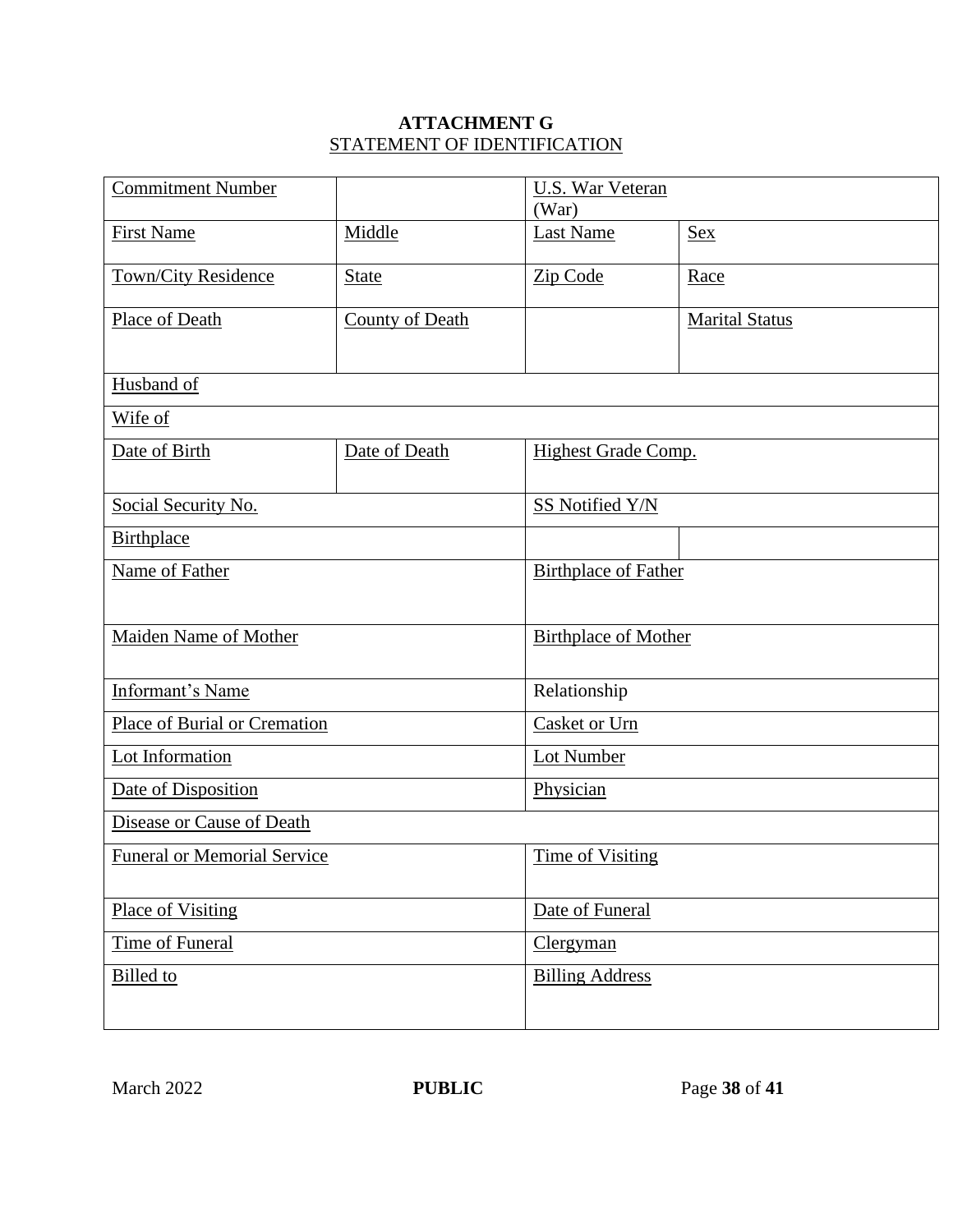**ATTACHMENT G**

STATEMENT OF IDENTIFICATION

| Commitment Number | | U.S. War Veteran (War) | |
|---|---|---|---|
| First Name | Middle | Last Name | Sex |
| Town/City Residence | State | Zip Code | Race |
| Place of Death | County of Death | | Marital Status |
| Husband of | | | |
| Wife of | | | |
| Date of Birth | Date of Death | Highest Grade Comp. | |
| Social Security No. | | SS Notified Y/N | |
| Birthplace | | | |
| Name of Father | | Birthplace of Father | |
| Maiden Name of Mother | | Birthplace of Mother | |
| Informant's Name | | Relationship | |
| Place of Burial or Cremation | | Casket or Urn | |
| Lot Information | | Lot Number | |
| Date of Disposition | | Physician | |
| Disease or Cause of Death | | | |
| Funeral or Memorial Service | | Time of Visiting | |
| Place of Visiting | | Date of Funeral | |
| Time of Funeral | | Clergyman | |
| Billed to | | Billing Address | |

March 2022 **PUBLIC**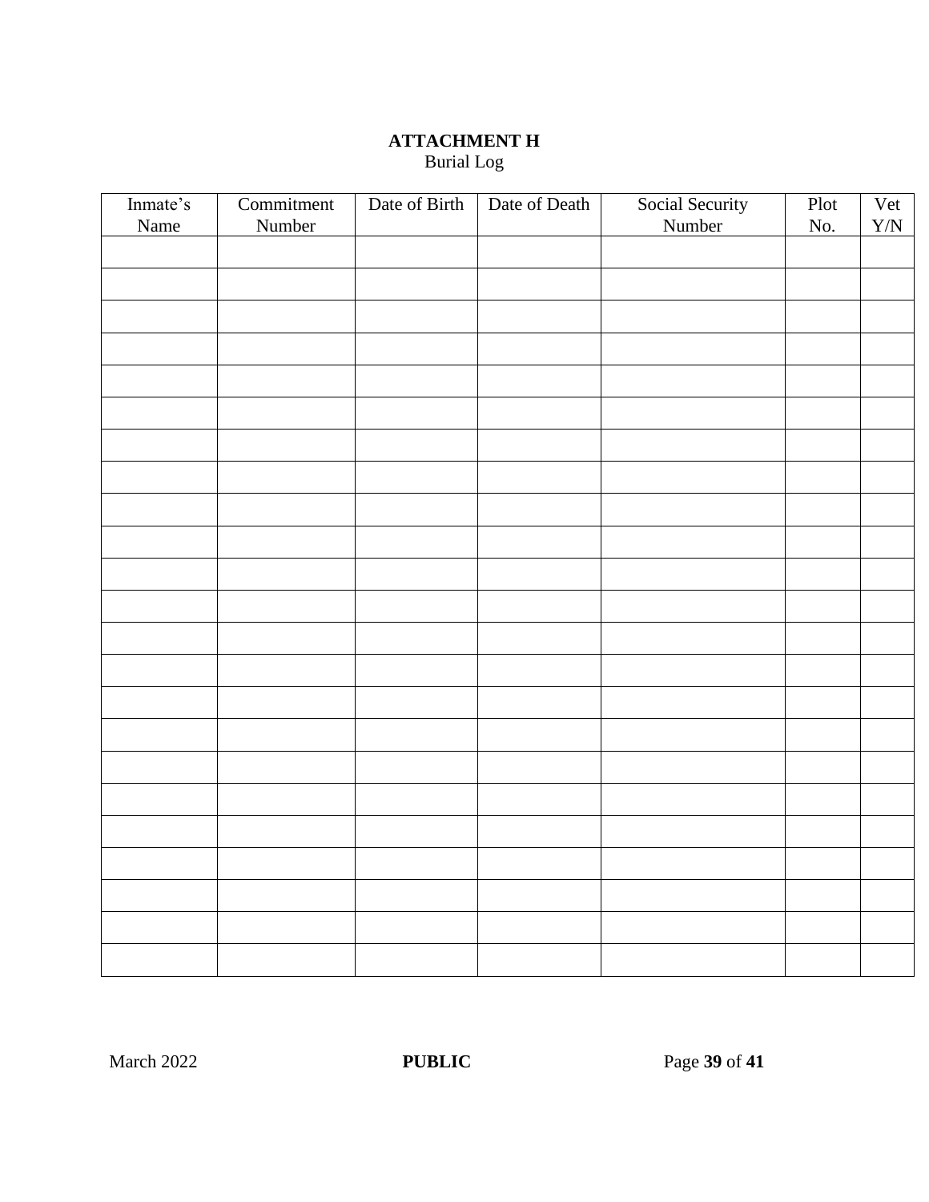**ATTACHMENT H**

Burial Log

| Inmate's Name | Commitment Number | Date of Birth | Date of Death | Social Security Number | Plot No. | Vet Y/N |
|---|---|---|---|---|---|---|
| | | | | | | |
| | | | | | | |
| | | | | | | |
| | | | | | | |
| | | | | | | |
| | | | | | | |
| | | | | | | |
| | | | | | | |
| | | | | | | |
| | | | | | | |
| | | | | | | |
| | | | | | | |
| | | | | | | |
| | | | | | | |
| | | | | | | |
| | | | | | | |
| | | | | | | |
| | | | | | | |
| | | | | | | |
| | | | | | | |
| | | | | | | |
| | | | | | | |
| | | | | | | |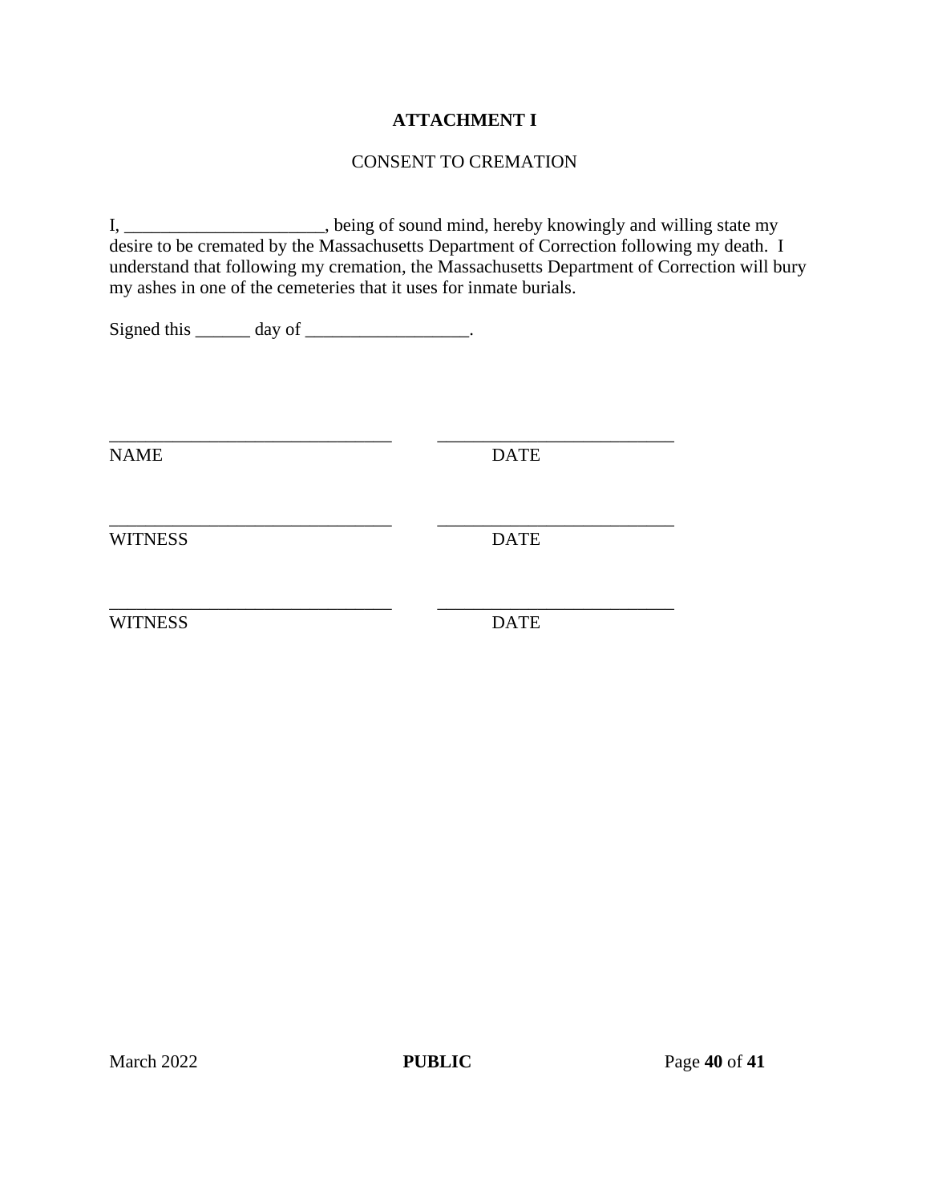**ATTACHMENT I**

CONSENT TO CREMATION

I, ______________________, being of sound mind, hereby knowingly and willing state my desire to be cremated by the Massachusetts Department of Correction following my death. I understand that following my cremation, the Massachusetts Department of Correction will bury my ashes in one of the cemeteries that it uses for inmate burials.

Signed this ______ day of __________________.

_______________________________ &nbsp;&nbsp;&nbsp;&nbsp; __________________________
NAME &nbsp;&nbsp;&nbsp;&nbsp; DATE

_______________________________ &nbsp;&nbsp;&nbsp;&nbsp; __________________________
WITNESS &nbsp;&nbsp;&nbsp;&nbsp; DATE

_______________________________ &nbsp;&nbsp;&nbsp;&nbsp; __________________________
WITNESS &nbsp;&nbsp;&nbsp;&nbsp; DATE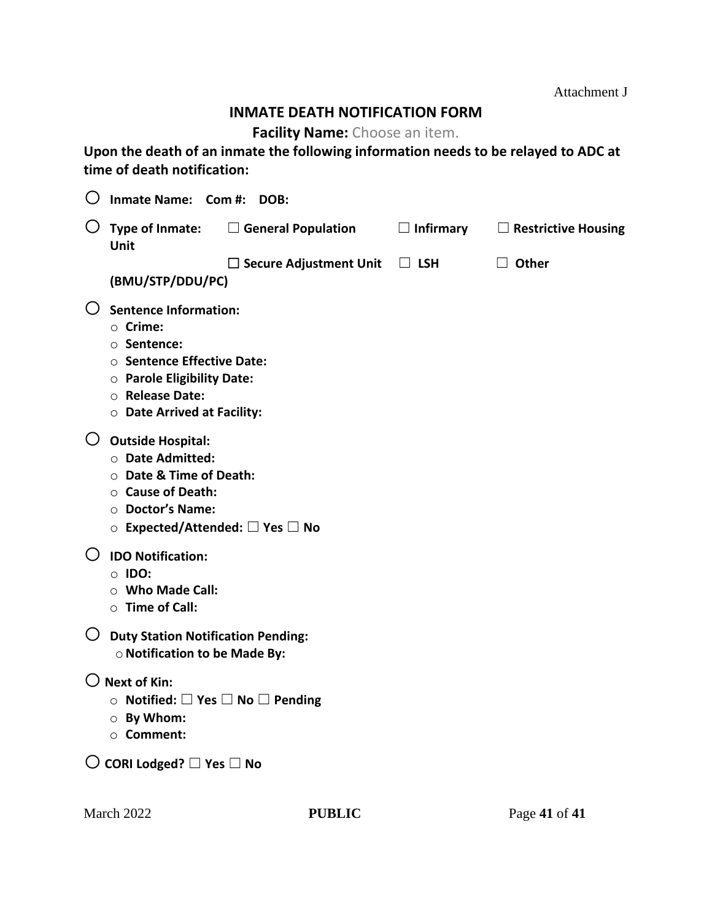Attachment J

## INMATE DEATH NOTIFICATION FORM

**Facility Name:** Choose an item.

**Upon the death of an inmate the following information needs to be relayed to ADC at time of death notification:**

- ○ **Inmate Name: Com #: DOB:**
- ○ **Type of Inmate: ☐ General Population ☐ Infirmary ☐ Restrictive Housing Unit ☐ Secure Adjustment Unit ☐ LSH ☐ Other (BMU/STP/DDU/PC)**
- ○ **Sentence Information:**
  - **Crime:**
  - **Sentence:**
  - **Sentence Effective Date:**
  - **Parole Eligibility Date:**
  - **Release Date:**
  - **Date Arrived at Facility:**
- ○ **Outside Hospital:**
  - **Date Admitted:**
  - **Date & Time of Death:**
  - **Cause of Death:**
  - **Doctor's Name:**
  - **Expected/Attended: ☐ Yes ☐ No**
- ○ **IDO Notification:**
  - **IDO:**
  - **Who Made Call:**
  - **Time of Call:**
- ○ **Duty Station Notification Pending:**
  - **Notification to be Made By:**
- ○ **Next of Kin:**
  - **Notified: ☐ Yes ☐ No ☐ Pending**
  - **By Whom:**
  - **Comment:**
- ○ **CORI Lodged? ☐ Yes ☐ No**

March 2022 **PUBLIC**